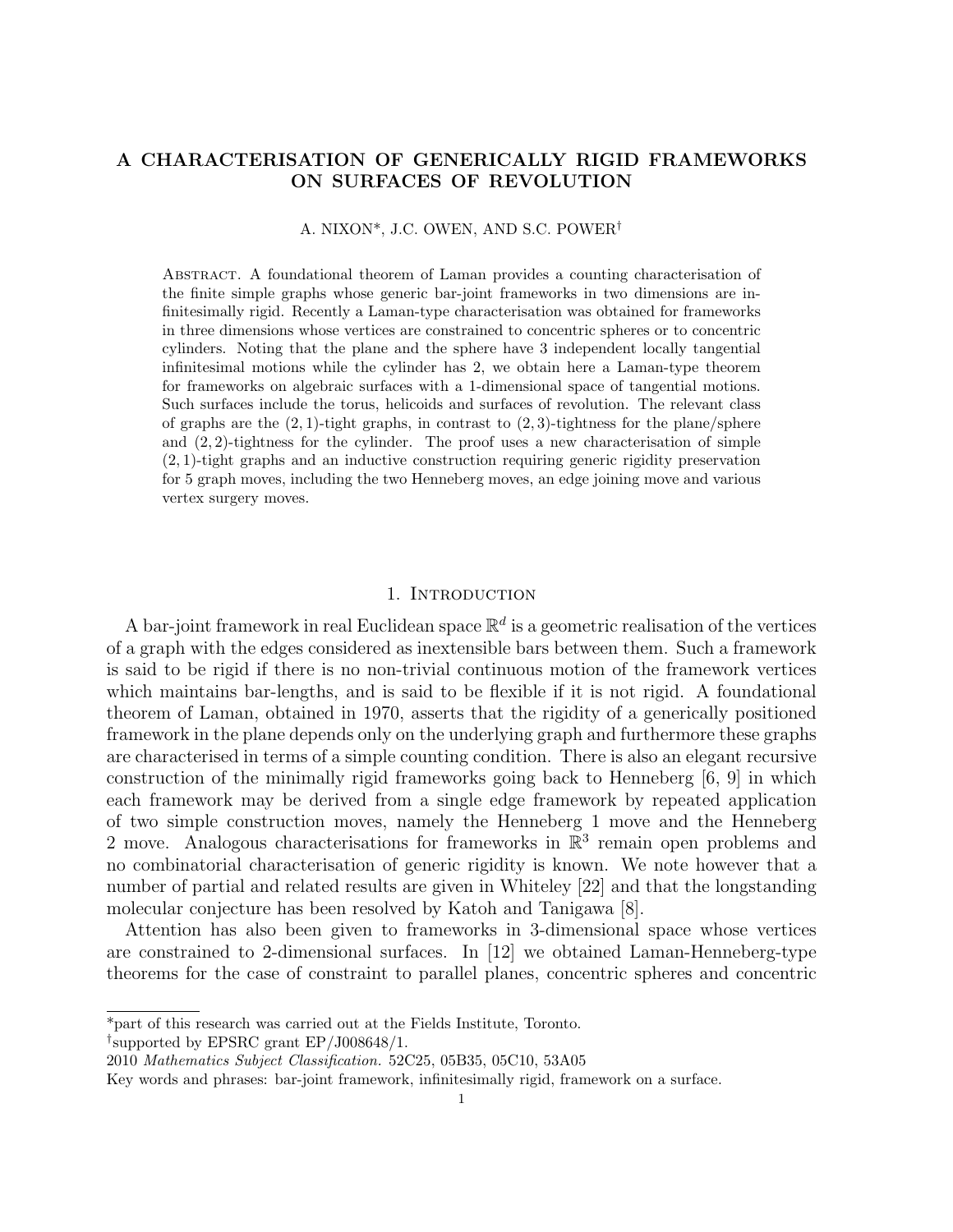# A CHARACTERISATION OF GENERICALLY RIGID FRAMEWORKS ON SURFACES OF REVOLUTION

A. NIXON*, J.C. OWEN, AND S.C. POWER†

Abstract. A foundational theorem of Laman provides a counting characterisation of the finite simple graphs whose generic bar-joint frameworks in two dimensions are infinitesimally rigid. Recently a Laman-type characterisation was obtained for frameworks in three dimensions whose vertices are constrained to concentric spheres or to concentric cylinders. Noting that the plane and the sphere have 3 independent locally tangential infinitesimal motions while the cylinder has 2, we obtain here a Laman-type theorem for frameworks on algebraic surfaces with a 1-dimensional space of tangential motions. Such surfaces include the torus, helicoids and surfaces of revolution. The relevant class of graphs are the $(2,1)$-tight graphs, in contrast to $(2,3)$-tightness for the plane/sphere and $(2,2)$-tightness for the cylinder. The proof uses a new characterisation of simple $(2,1)$-tight graphs and an inductive construction requiring generic rigidity preservation for 5 graph moves, including the two Henneberg moves, an edge joining move and various vertex surgery moves.

## 1. Introduction

A bar-joint framework in real Euclidean space $\mathbb{R}^d$ is a geometric realisation of the vertices of a graph with the edges considered as inextensible bars between them. Such a framework is said to be rigid if there is no non-trivial continuous motion of the framework vertices which maintains bar-lengths, and is said to be flexible if it is not rigid. A foundational theorem of Laman, obtained in 1970, asserts that the rigidity of a generically positioned framework in the plane depends only on the underlying graph and furthermore these graphs are characterised in terms of a simple counting condition. There is also an elegant recursive construction of the minimally rigid frameworks going back to Henneberg [6, 9] in which each framework may be derived from a single edge framework by repeated application of two simple construction moves, namely the Henneberg 1 move and the Henneberg 2 move. Analogous characterisations for frameworks in $\mathbb{R}^3$ remain open problems and no combinatorial characterisation of generic rigidity is known. We note however that a number of partial and related results are given in Whiteley [22] and that the longstanding molecular conjecture has been resolved by Katoh and Tanigawa [8].

Attention has also been given to frameworks in 3-dimensional space whose vertices are constrained to 2-dimensional surfaces. In [12] we obtained Laman-Henneberg-type theorems for the case of constraint to parallel planes, concentric spheres and concentric

---

*part of this research was carried out at the Fields Institute, Toronto.

†supported by EPSRC grant EP/J008648/1.

2010 *Mathematics Subject Classification.* 52C25, 05B35, 05C10, 53A05

Key words and phrases: bar-joint framework, infinitesimally rigid, framework on a surface.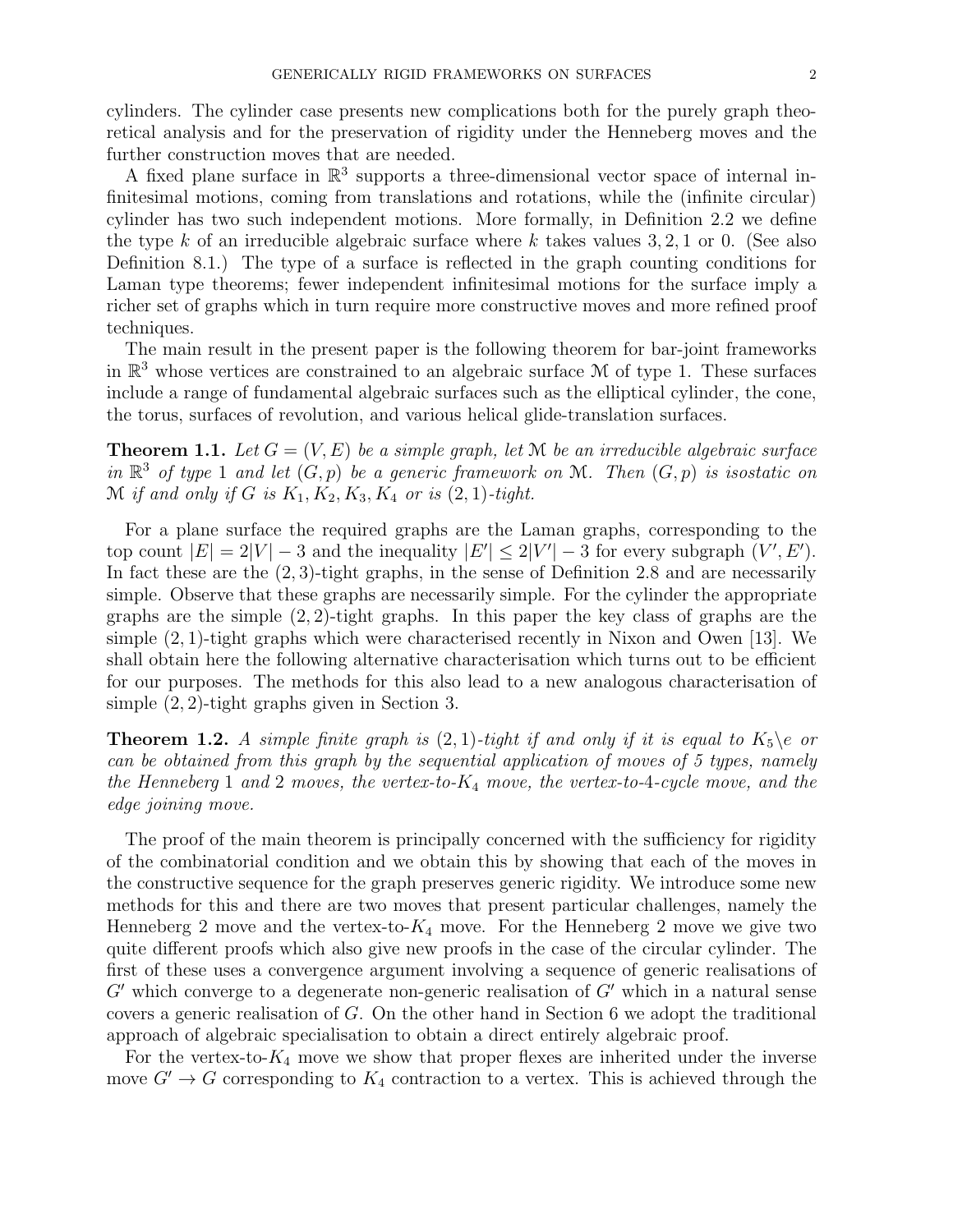cylinders. The cylinder case presents new complications both for the purely graph theoretical analysis and for the preservation of rigidity under the Henneberg moves and the further construction moves that are needed.

A fixed plane surface in $\mathbb{R}^3$ supports a three-dimensional vector space of internal infinitesimal motions, coming from translations and rotations, while the (infinite circular) cylinder has two such independent motions. More formally, in Definition 2.2 we define the type $k$ of an irreducible algebraic surface where $k$ takes values $3, 2, 1$ or $0$. (See also Definition 8.1.) The type of a surface is reflected in the graph counting conditions for Laman type theorems; fewer independent infinitesimal motions for the surface imply a richer set of graphs which in turn require more constructive moves and more refined proof techniques.

The main result in the present paper is the following theorem for bar-joint frameworks in $\mathbb{R}^3$ whose vertices are constrained to an algebraic surface $\mathcal{M}$ of type 1. These surfaces include a range of fundamental algebraic surfaces such as the elliptical cylinder, the cone, the torus, surfaces of revolution, and various helical glide-translation surfaces.

**Theorem 1.1.** *Let $G = (V, E)$ be a simple graph, let $\mathcal{M}$ be an irreducible algebraic surface in $\mathbb{R}^3$ of type 1 and let $(G, p)$ be a generic framework on $\mathcal{M}$. Then $(G, p)$ is isostatic on $\mathcal{M}$ if and only if $G$ is $K_1, K_2, K_3, K_4$ or is $(2, 1)$-tight.*

For a plane surface the required graphs are the Laman graphs, corresponding to the top count $|E| = 2|V| - 3$ and the inequality $|E'| \leq 2|V'| - 3$ for every subgraph $(V', E')$. In fact these are the $(2, 3)$-tight graphs, in the sense of Definition 2.8 and are necessarily simple. Observe that these graphs are necessarily simple. For the cylinder the appropriate graphs are the simple $(2, 2)$-tight graphs. In this paper the key class of graphs are the simple $(2, 1)$-tight graphs which were characterised recently in Nixon and Owen [13]. We shall obtain here the following alternative characterisation which turns out to be efficient for our purposes. The methods for this also lead to a new analogous characterisation of simple $(2, 2)$-tight graphs given in Section 3.

**Theorem 1.2.** *A simple finite graph is $(2, 1)$-tight if and only if it is equal to $K_5 \backslash e$ or can be obtained from this graph by the sequential application of moves of 5 types, namely the Henneberg 1 and 2 moves, the vertex-to-$K_4$ move, the vertex-to-4-cycle move, and the edge joining move.*

The proof of the main theorem is principally concerned with the sufficiency for rigidity of the combinatorial condition and we obtain this by showing that each of the moves in the constructive sequence for the graph preserves generic rigidity. We introduce some new methods for this and there are two moves that present particular challenges, namely the Henneberg 2 move and the vertex-to-$K_4$ move. For the Henneberg 2 move we give two quite different proofs which also give new proofs in the case of the circular cylinder. The first of these uses a convergence argument involving a sequence of generic realisations of $G'$ which converge to a degenerate non-generic realisation of $G'$ which in a natural sense covers a generic realisation of $G$. On the other hand in Section 6 we adopt the traditional approach of algebraic specialisation to obtain a direct entirely algebraic proof.

For the vertex-to-$K_4$ move we show that proper flexes are inherited under the inverse move $G' \to G$ corresponding to $K_4$ contraction to a vertex. This is achieved through the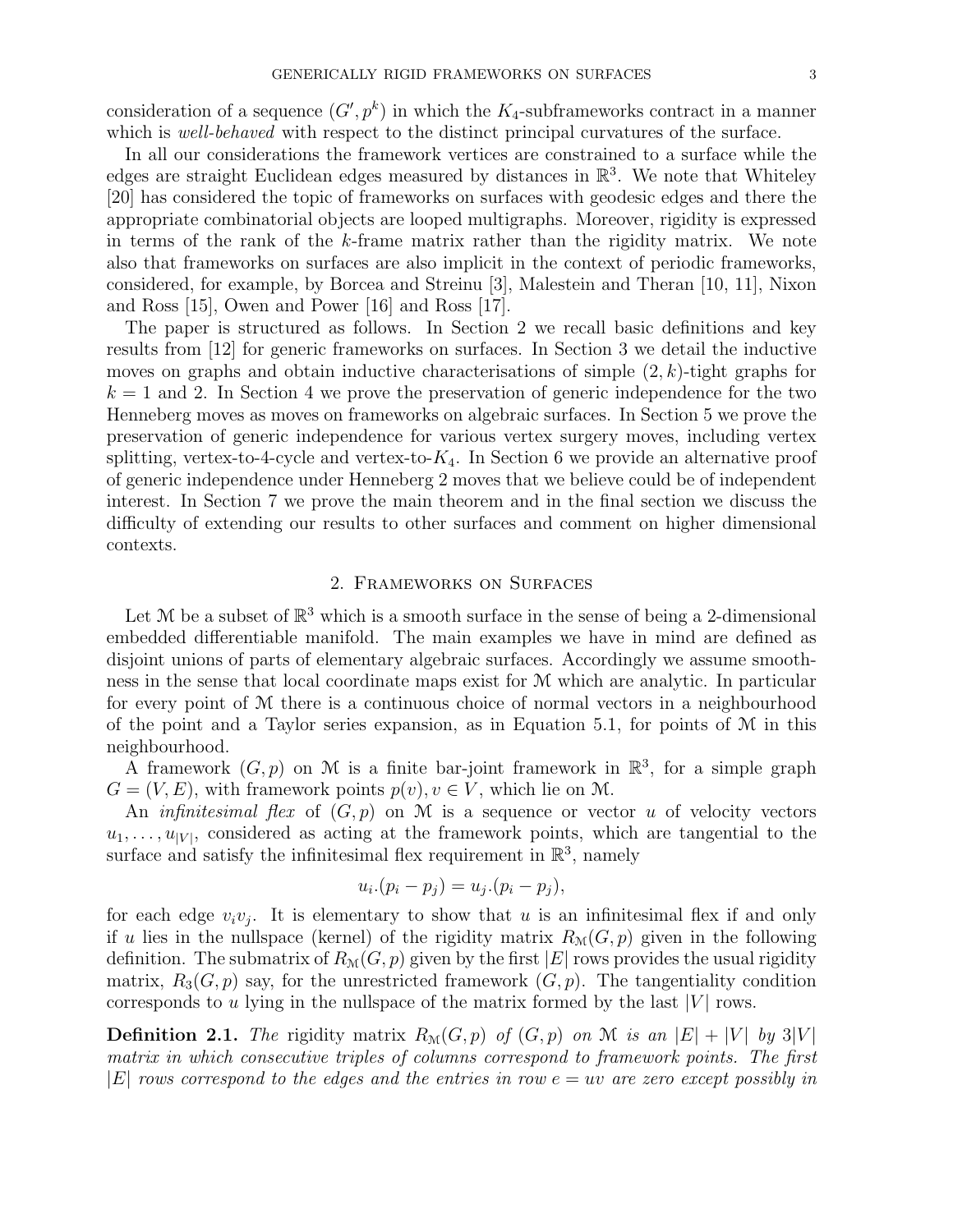consideration of a sequence $(G', p^k)$ in which the $K_4$-subframeworks contract in a manner which is *well-behaved* with respect to the distinct principal curvatures of the surface.

In all our considerations the framework vertices are constrained to a surface while the edges are straight Euclidean edges measured by distances in $\mathbb{R}^3$. We note that Whiteley [20] has considered the topic of frameworks on surfaces with geodesic edges and there the appropriate combinatorial objects are looped multigraphs. Moreover, rigidity is expressed in terms of the rank of the $k$-frame matrix rather than the rigidity matrix. We note also that frameworks on surfaces are also implicit in the context of periodic frameworks, considered, for example, by Borcea and Streinu [3], Malestein and Theran [10, 11], Nixon and Ross [15], Owen and Power [16] and Ross [17].

The paper is structured as follows. In Section 2 we recall basic definitions and key results from [12] for generic frameworks on surfaces. In Section 3 we detail the inductive moves on graphs and obtain inductive characterisations of simple $(2, k)$-tight graphs for $k = 1$ and 2. In Section 4 we prove the preservation of generic independence for the two Henneberg moves as moves on frameworks on algebraic surfaces. In Section 5 we prove the preservation of generic independence for various vertex surgery moves, including vertex splitting, vertex-to-4-cycle and vertex-to-$K_4$. In Section 6 we provide an alternative proof of generic independence under Henneberg 2 moves that we believe could be of independent interest. In Section 7 we prove the main theorem and in the final section we discuss the difficulty of extending our results to other surfaces and comment on higher dimensional contexts.

## 2. Frameworks on Surfaces

Let $\mathcal{M}$ be a subset of $\mathbb{R}^3$ which is a smooth surface in the sense of being a 2-dimensional embedded differentiable manifold. The main examples we have in mind are defined as disjoint unions of parts of elementary algebraic surfaces. Accordingly we assume smoothness in the sense that local coordinate maps exist for $\mathcal{M}$ which are analytic. In particular for every point of $\mathcal{M}$ there is a continuous choice of normal vectors in a neighbourhood of the point and a Taylor series expansion, as in Equation 5.1, for points of $\mathcal{M}$ in this neighbourhood.

A framework $(G, p)$ on $\mathcal{M}$ is a finite bar-joint framework in $\mathbb{R}^3$, for a simple graph $G = (V, E)$, with framework points $p(v), v \in V$, which lie on $\mathcal{M}$.

An *infinitesimal flex* of $(G, p)$ on $\mathcal{M}$ is a sequence or vector $u$ of velocity vectors $u_1, \dots, u_{|V|}$, considered as acting at the framework points, which are tangential to the surface and satisfy the infinitesimal flex requirement in $\mathbb{R}^3$, namely

$$u_i.(p_i - p_j) = u_j.(p_i - p_j),$$

for each edge $v_iv_j$. It is elementary to show that $u$ is an infinitesimal flex if and only if $u$ lies in the nullspace (kernel) of the rigidity matrix $R_{\mathcal{M}}(G, p)$ given in the following definition. The submatrix of $R_{\mathcal{M}}(G, p)$ given by the first $|E|$ rows provides the usual rigidity matrix, $R_3(G, p)$ say, for the unrestricted framework $(G, p)$. The tangentiality condition corresponds to $u$ lying in the nullspace of the matrix formed by the last $|V|$ rows.

**Definition 2.1.** *The* rigidity matrix $R_{\mathcal{M}}(G, p)$ *of* $(G, p)$ *on* $\mathcal{M}$ *is an* $|E| + |V|$ *by* $3|V|$ *matrix in which consecutive triples of columns correspond to framework points. The first* $|E|$ *rows correspond to the edges and the entries in row* $e = uv$ *are zero except possibly in*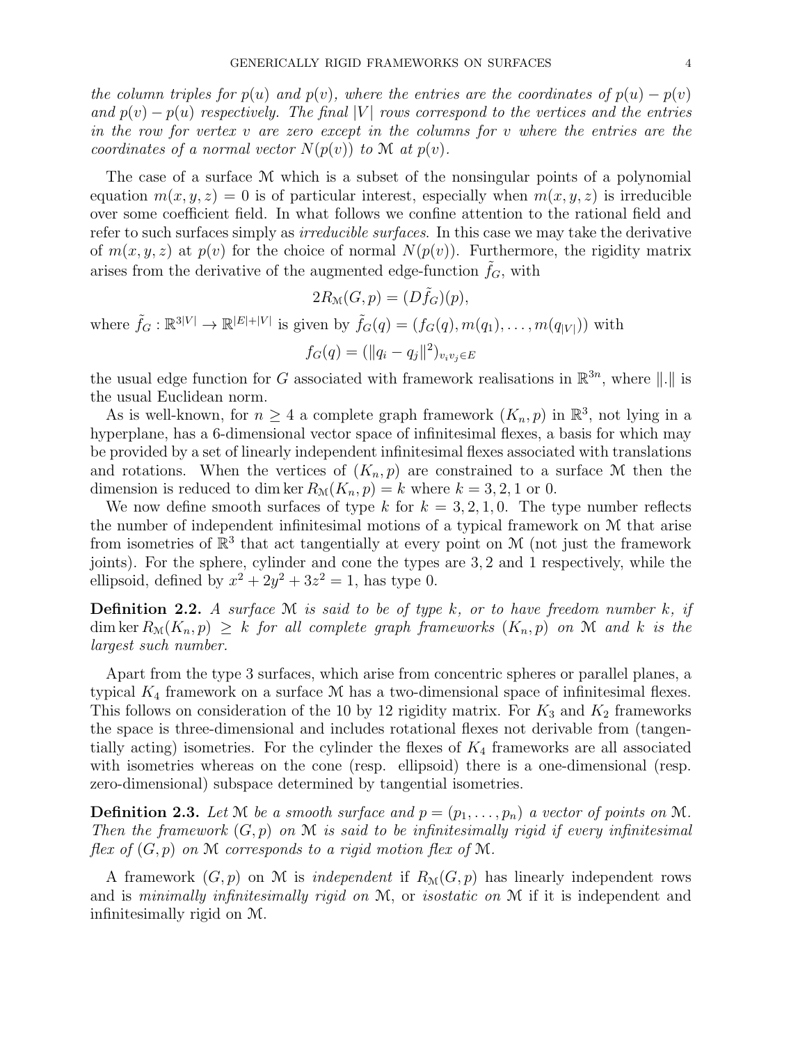*the column triples for $p(u)$ and $p(v)$, where the entries are the coordinates of $p(u) - p(v)$ and $p(v) - p(u)$ respectively. The final $|V|$ rows correspond to the vertices and the entries in the row for vertex $v$ are zero except in the columns for $v$ where the entries are the coordinates of a normal vector $N(p(v))$ to $\mathcal{M}$ at $p(v)$.*

The case of a surface $\mathcal{M}$ which is a subset of the nonsingular points of a polynomial equation $m(x, y, z) = 0$ is of particular interest, especially when $m(x, y, z)$ is irreducible over some coefficient field. In what follows we confine attention to the rational field and refer to such surfaces simply as *irreducible surfaces*. In this case we may take the derivative of $m(x, y, z)$ at $p(v)$ for the choice of normal $N(p(v))$. Furthermore, the rigidity matrix arises from the derivative of the augmented edge-function $\tilde{f}_G$, with

$$2R_{\mathcal{M}}(G, p) = (D\tilde{f}_G)(p),$$

where $\tilde{f}_G : \mathbb{R}^{3|V|} \to \mathbb{R}^{|E|+|V|}$ is given by $\tilde{f}_G(q) = (f_G(q), m(q_1), \ldots, m(q_{|V|}))$ with

$$f_G(q) = (\|q_i - q_j\|^2)_{v_iv_j \in E}$$

the usual edge function for $G$ associated with framework realisations in $\mathbb{R}^{3n}$, where $\|.\|$ is the usual Euclidean norm.

As is well-known, for $n \geq 4$ a complete graph framework $(K_n, p)$ in $\mathbb{R}^3$, not lying in a hyperplane, has a 6-dimensional vector space of infinitesimal flexes, a basis for which may be provided by a set of linearly independent infinitesimal flexes associated with translations and rotations. When the vertices of $(K_n, p)$ are constrained to a surface $\mathcal{M}$ then the dimension is reduced to $\dim \ker R_{\mathcal{M}}(K_n, p) = k$ where $k = 3, 2, 1$ or $0$.

We now define smooth surfaces of type $k$ for $k = 3, 2, 1, 0$. The type number reflects the number of independent infinitesimal motions of a typical framework on $\mathcal{M}$ that arise from isometries of $\mathbb{R}^3$ that act tangentially at every point on $\mathcal{M}$ (not just the framework joints). For the sphere, cylinder and cone the types are $3, 2$ and $1$ respectively, while the ellipsoid, defined by $x^2 + 2y^2 + 3z^2 = 1$, has type $0$.

**Definition 2.2.** *A surface $\mathcal{M}$ is said to be of type $k$, or to have freedom number $k$, if $\dim \ker R_{\mathcal{M}}(K_n, p) \geq k$ for all complete graph frameworks $(K_n, p)$ on $\mathcal{M}$ and $k$ is the largest such number.*

Apart from the type 3 surfaces, which arise from concentric spheres or parallel planes, a typical $K_4$ framework on a surface $\mathcal{M}$ has a two-dimensional space of infinitesimal flexes. This follows on consideration of the 10 by 12 rigidity matrix. For $K_3$ and $K_2$ frameworks the space is three-dimensional and includes rotational flexes not derivable from (tangentially acting) isometries. For the cylinder the flexes of $K_4$ frameworks are all associated with isometries whereas on the cone (resp. ellipsoid) there is a one-dimensional (resp. zero-dimensional) subspace determined by tangential isometries.

**Definition 2.3.** *Let $\mathcal{M}$ be a smooth surface and $p = (p_1, \ldots, p_n)$ a vector of points on $\mathcal{M}$. Then the framework $(G, p)$ on $\mathcal{M}$ is said to be infinitesimally rigid if every infinitesimal flex of $(G, p)$ on $\mathcal{M}$ corresponds to a rigid motion flex of $\mathcal{M}$.*

A framework $(G, p)$ on $\mathcal{M}$ is *independent* if $R_{\mathcal{M}}(G, p)$ has linearly independent rows and is *minimally infinitesimally rigid on* $\mathcal{M}$, or *isostatic on* $\mathcal{M}$ if it is independent and infinitesimally rigid on $\mathcal{M}$.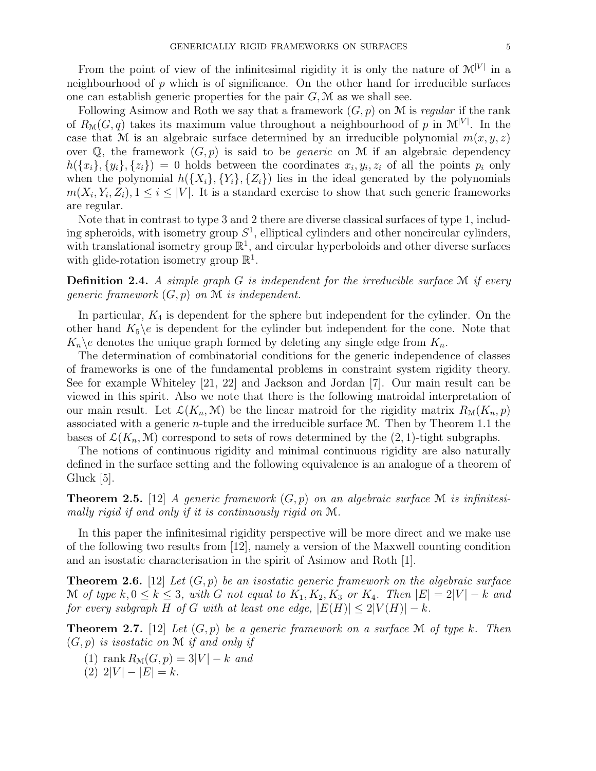From the point of view of the infinitesimal rigidity it is only the nature of $\mathcal{M}^{|V|}$ in a neighbourhood of $p$ which is of significance. On the other hand for irreducible surfaces one can establish generic properties for the pair $G, \mathcal{M}$ as we shall see.

Following Asimow and Roth we say that a framework $(G, p)$ on $\mathcal{M}$ is *regular* if the rank of $R_{\mathcal{M}}(G, q)$ takes its maximum value throughout a neighbourhood of $p$ in $\mathcal{M}^{|V|}$. In the case that $\mathcal{M}$ is an algebraic surface determined by an irreducible polynomial $m(x, y, z)$ over $\mathbb{Q}$, the framework $(G, p)$ is said to be *generic* on $\mathcal{M}$ if an algebraic dependency $h(\{x_i\}, \{y_i\}, \{z_i\}) = 0$ holds between the coordinates $x_i, y_i, z_i$ of all the points $p_i$ only when the polynomial $h(\{X_i\}, \{Y_i\}, \{Z_i\})$ lies in the ideal generated by the polynomials $m(X_i, Y_i, Z_i), 1 \leq i \leq |V|$. It is a standard exercise to show that such generic frameworks are regular.

Note that in contrast to type 3 and 2 there are diverse classical surfaces of type 1, including spheroids, with isometry group $S^1$, elliptical cylinders and other noncircular cylinders, with translational isometry group $\mathbb{R}^1$, and circular hyperboloids and other diverse surfaces with glide-rotation isometry group $\mathbb{R}^1$.

**Definition 2.4.** *A simple graph $G$ is independent for the irreducible surface $\mathcal{M}$ if every generic framework $(G, p)$ on $\mathcal{M}$ is independent.*

In particular, $K_4$ is dependent for the sphere but independent for the cylinder. On the other hand $K_5 \backslash e$ is dependent for the cylinder but independent for the cone. Note that $K_n \backslash e$ denotes the unique graph formed by deleting any single edge from $K_n$.

The determination of combinatorial conditions for the generic independence of classes of frameworks is one of the fundamental problems in constraint system rigidity theory. See for example Whiteley [21, 22] and Jackson and Jordan [7]. Our main result can be viewed in this spirit. Also we note that there is the following matroidal interpretation of our main result. Let $\mathcal{L}(K_n, \mathcal{M})$ be the linear matroid for the rigidity matrix $R_{\mathcal{M}}(K_n, p)$ associated with a generic $n$-tuple and the irreducible surface $\mathcal{M}$. Then by Theorem 1.1 the bases of $\mathcal{L}(K_n, \mathcal{M})$ correspond to sets of rows determined by the $(2, 1)$-tight subgraphs.

The notions of continuous rigidity and minimal continuous rigidity are also naturally defined in the surface setting and the following equivalence is an analogue of a theorem of Gluck [5].

**Theorem 2.5.** [12] *A generic framework $(G, p)$ on an algebraic surface $\mathcal{M}$ is infinitesimally rigid if and only if it is continuously rigid on $\mathcal{M}$.*

In this paper the infinitesimal rigidity perspective will be more direct and we make use of the following two results from [12], namely a version of the Maxwell counting condition and an isostatic characterisation in the spirit of Asimow and Roth [1].

**Theorem 2.6.** [12] *Let $(G, p)$ be an isostatic generic framework on the algebraic surface $\mathcal{M}$ of type $k, 0 \leq k \leq 3$, with $G$ not equal to $K_1, K_2, K_3$ or $K_4$. Then $|E| = 2|V| - k$ and for every subgraph $H$ of $G$ with at least one edge, $|E(H)| \leq 2|V(H)| - k$.*

**Theorem 2.7.** [12] *Let $(G, p)$ be a generic framework on a surface $\mathcal{M}$ of type $k$. Then $(G, p)$ is isostatic on $\mathcal{M}$ if and only if*

(1) $\operatorname{rank} R_{\mathcal{M}}(G, p) = 3|V| - k$ *and*

(2) $2|V| - |E| = k$.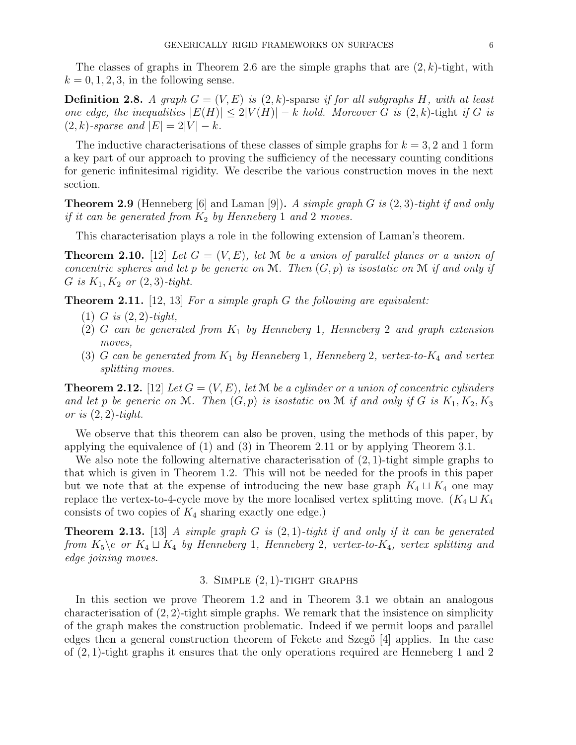The classes of graphs in Theorem 2.6 are the simple graphs that are $(2,k)$-tight, with $k = 0, 1, 2, 3$, in the following sense.

**Definition 2.8.** *A graph $G = (V,E)$ is* $(2,k)$-sparse *if for all subgraphs $H$, with at least one edge, the inequalities $|E(H)| \leq 2|V(H)| - k$ hold. Moreover $G$ is* $(2,k)$-tight *if $G$ is $(2,k)$-sparse and $|E| = 2|V| - k$.*

The inductive characterisations of these classes of simple graphs for $k = 3, 2$ and $1$ form a key part of our approach to proving the sufficiency of the necessary counting conditions for generic infinitesimal rigidity. We describe the various construction moves in the next section.

**Theorem 2.9** (Henneberg [6] and Laman [9])**.** *A simple graph $G$ is $(2,3)$-tight if and only if it can be generated from $K_2$ by Henneberg 1 and 2 moves.*

This characterisation plays a role in the following extension of Laman's theorem.

**Theorem 2.10.** [12] *Let $G = (V,E)$, let $\mathcal{M}$ be a union of parallel planes or a union of concentric spheres and let $p$ be generic on $\mathcal{M}$. Then $(G,p)$ is isostatic on $\mathcal{M}$ if and only if $G$ is $K_1, K_2$ or $(2,3)$-tight.*

**Theorem 2.11.** [12, 13] *For a simple graph $G$ the following are equivalent:*

1. *$G$ is $(2,2)$-tight,*
2. *$G$ can be generated from $K_1$ by Henneberg 1, Henneberg 2 and graph extension moves,*
3. *$G$ can be generated from $K_1$ by Henneberg 1, Henneberg 2, vertex-to-$K_4$ and vertex splitting moves.*

**Theorem 2.12.** [12] *Let $G = (V,E)$, let $\mathcal{M}$ be a cylinder or a union of concentric cylinders and let $p$ be generic on $\mathcal{M}$. Then $(G,p)$ is isostatic on $\mathcal{M}$ if and only if $G$ is $K_1, K_2, K_3$ or is $(2,2)$-tight.*

We observe that this theorem can also be proven, using the methods of this paper, by applying the equivalence of (1) and (3) in Theorem 2.11 or by applying Theorem 3.1.

We also note the following alternative characterisation of $(2,1)$-tight simple graphs to that which is given in Theorem 1.2. This will not be needed for the proofs in this paper but we note that at the expense of introducing the new base graph $K_4 \sqcup K_4$ one may replace the vertex-to-4-cycle move by the more localised vertex splitting move. ($K_4 \sqcup K_4$ consists of two copies of $K_4$ sharing exactly one edge.)

**Theorem 2.13.** [13] *A simple graph $G$ is $(2,1)$-tight if and only if it can be generated from $K_5\backslash e$ or $K_4 \sqcup K_4$ by Henneberg 1, Henneberg 2, vertex-to-$K_4$, vertex splitting and edge joining moves.*

## 3. Simple $(2,1)$-tight graphs

In this section we prove Theorem 1.2 and in Theorem 3.1 we obtain an analogous characterisation of $(2,2)$-tight simple graphs. We remark that the insistence on simplicity of the graph makes the construction problematic. Indeed if we permit loops and parallel edges then a general construction theorem of Fekete and Szegő [4] applies. In the case of $(2,1)$-tight graphs it ensures that the only operations required are Henneberg 1 and 2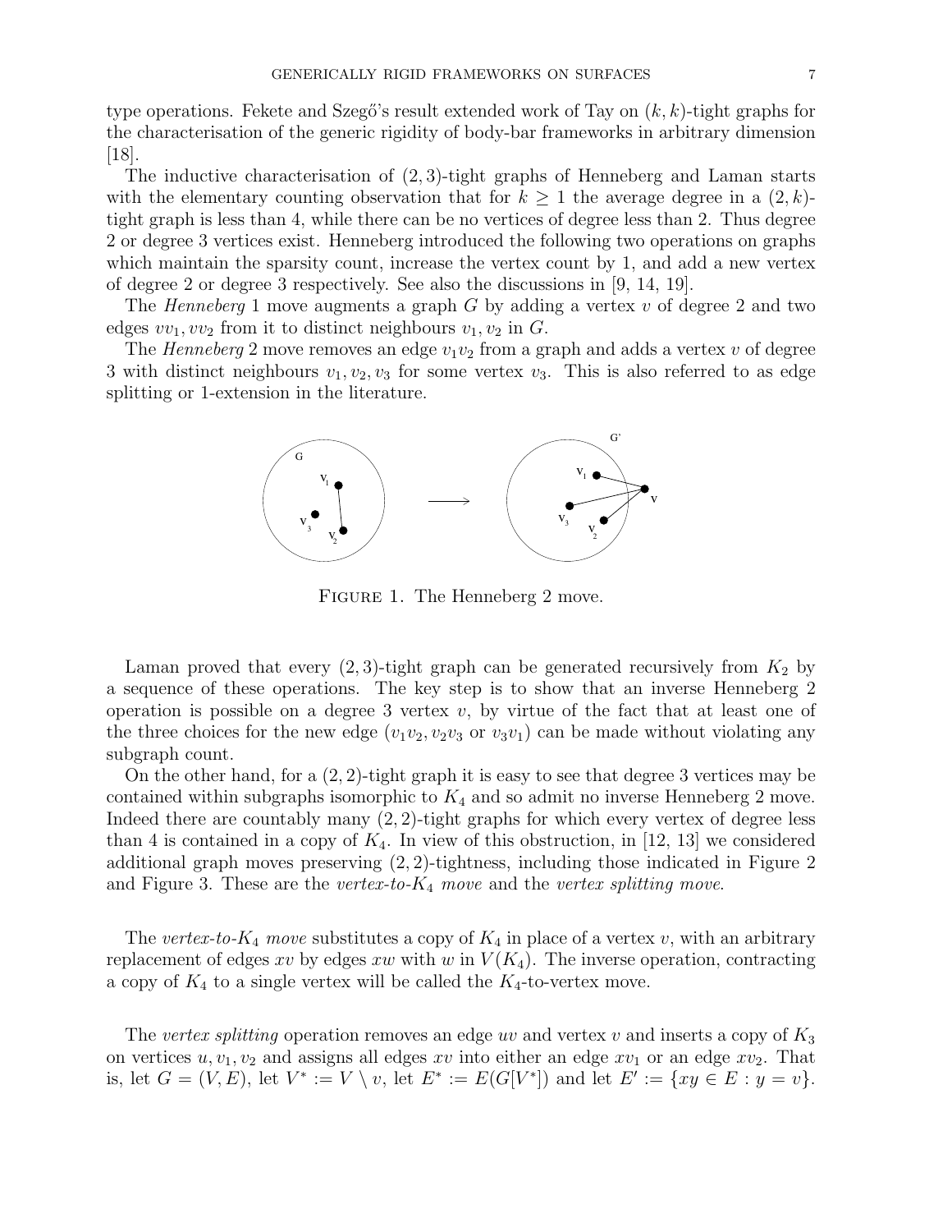type operations. Fekete and Szegő's result extended work of Tay on $(k,k)$-tight graphs for the characterisation of the generic rigidity of body-bar frameworks in arbitrary dimension [18].

The inductive characterisation of $(2,3)$-tight graphs of Henneberg and Laman starts with the elementary counting observation that for $k \geq 1$ the average degree in a $(2,k)$-tight graph is less than 4, while there can be no vertices of degree less than 2. Thus degree 2 or degree 3 vertices exist. Henneberg introduced the following two operations on graphs which maintain the sparsity count, increase the vertex count by 1, and add a new vertex of degree 2 or degree 3 respectively. See also the discussions in [9, 14, 19].

The *Henneberg* 1 move augments a graph $G$ by adding a vertex $v$ of degree 2 and two edges $vv_1, vv_2$ from it to distinct neighbours $v_1, v_2$ in $G$.

The *Henneberg* 2 move removes an edge $v_1v_2$ from a graph and adds a vertex $v$ of degree 3 with distinct neighbours $v_1, v_2, v_3$ for some vertex $v_3$. This is also referred to as edge splitting or 1-extension in the literature.

FIGURE 1. The Henneberg 2 move.

Laman proved that every $(2,3)$-tight graph can be generated recursively from $K_2$ by a sequence of these operations. The key step is to show that an inverse Henneberg 2 operation is possible on a degree 3 vertex $v$, by virtue of the fact that at least one of the three choices for the new edge ($v_1v_2$, $v_2v_3$ or $v_3v_1$) can be made without violating any subgraph count.

On the other hand, for a $(2,2)$-tight graph it is easy to see that degree 3 vertices may be contained within subgraphs isomorphic to $K_4$ and so admit no inverse Henneberg 2 move. Indeed there are countably many $(2,2)$-tight graphs for which every vertex of degree less than 4 is contained in a copy of $K_4$. In view of this obstruction, in [12, 13] we considered additional graph moves preserving $(2,2)$-tightness, including those indicated in Figure 2 and Figure 3. These are the *vertex-to-$K_4$ move* and the *vertex splitting move*.

The *vertex-to-$K_4$ move* substitutes a copy of $K_4$ in place of a vertex $v$, with an arbitrary replacement of edges $xv$ by edges $xw$ with $w$ in $V(K_4)$. The inverse operation, contracting a copy of $K_4$ to a single vertex will be called the $K_4$-to-vertex move.

The *vertex splitting* operation removes an edge $uv$ and vertex $v$ and inserts a copy of $K_3$ on vertices $u, v_1, v_2$ and assigns all edges $xv$ into either an edge $xv_1$ or an edge $xv_2$. That is, let $G = (V, E)$, let $V^* := V \setminus v$, let $E^* := E(G[V^*])$ and let $E' := \{xy \in E : y = v\}$.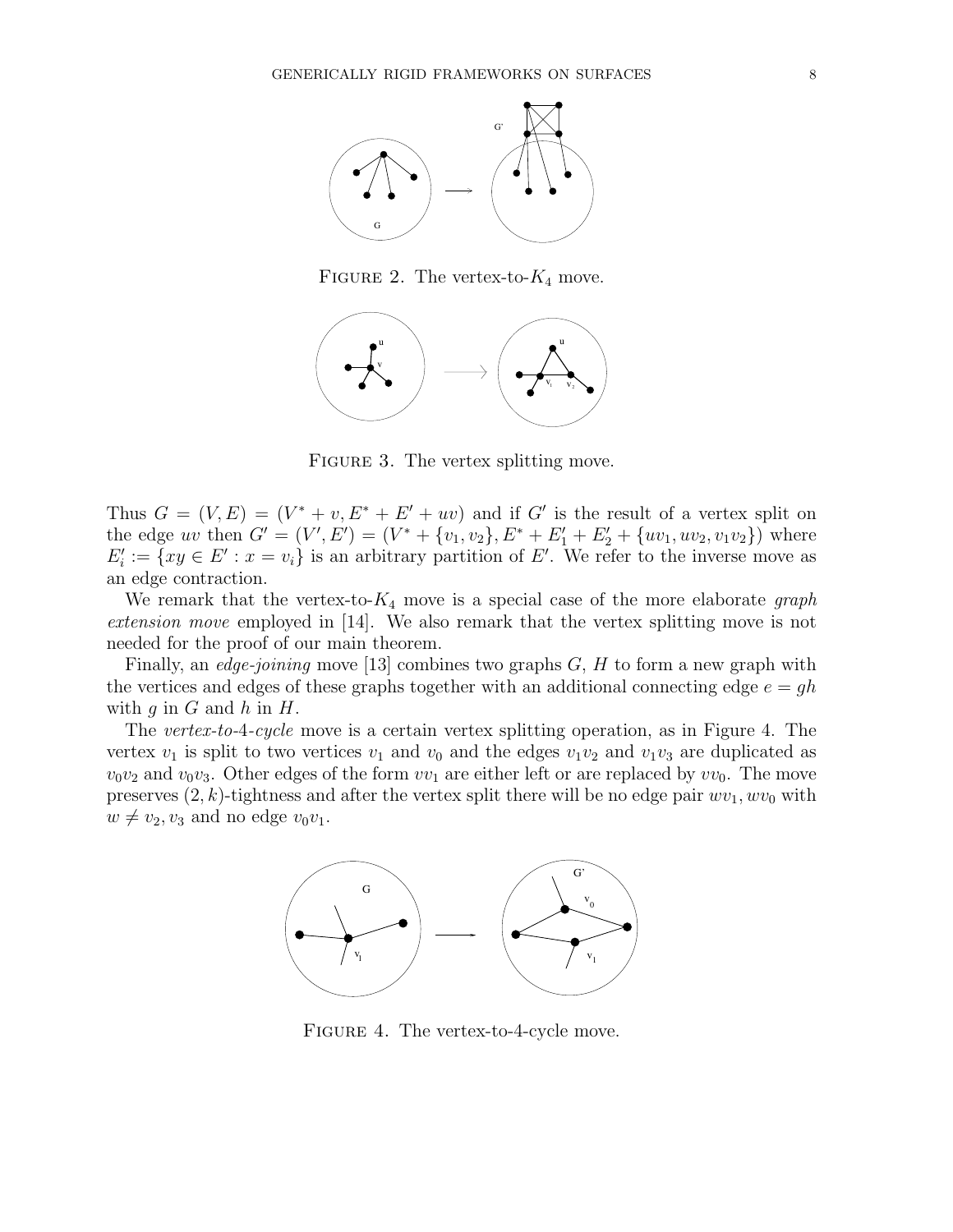FIGURE 2. The vertex-to-$K_4$ move.

FIGURE 3. The vertex splitting move.

Thus $G = (V, E) = (V^* + v, E^* + E' + uv)$ and if $G'$ is the result of a vertex split on the edge $uv$ then $G' = (V', E') = (V^* + \{v_1, v_2\}, E^* + E'_1 + E'_2 + \{uv_1, uv_2, v_1v_2\})$ where $E'_i := \{xy \in E' : x = v_i\}$ is an arbitrary partition of $E'$. We refer to the inverse move as an edge contraction.

We remark that the vertex-to-$K_4$ move is a special case of the more elaborate *graph extension move* employed in [14]. We also remark that the vertex splitting move is not needed for the proof of our main theorem.

Finally, an *edge-joining* move [13] combines two graphs $G$, $H$ to form a new graph with the vertices and edges of these graphs together with an additional connecting edge $e = gh$ with $g$ in $G$ and $h$ in $H$.

The *vertex-to-4-cycle* move is a certain vertex splitting operation, as in Figure 4. The vertex $v_1$ is split to two vertices $v_1$ and $v_0$ and the edges $v_1v_2$ and $v_1v_3$ are duplicated as $v_0v_2$ and $v_0v_3$. Other edges of the form $vv_1$ are either left or are replaced by $vv_0$. The move preserves $(2, k)$-tightness and after the vertex split there will be no edge pair $wv_1, wv_0$ with $w \neq v_2, v_3$ and no edge $v_0v_1$.

FIGURE 4. The vertex-to-4-cycle move.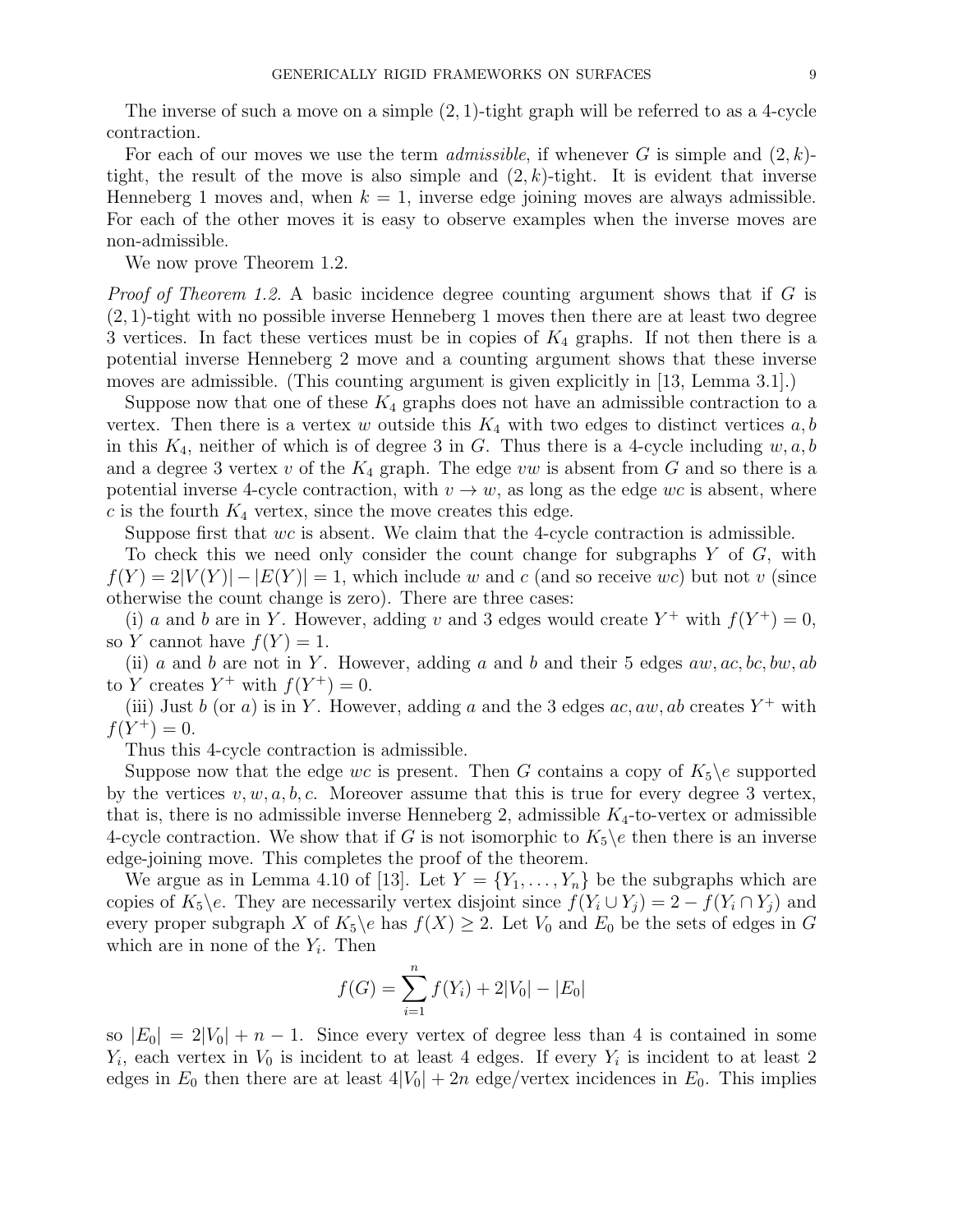The inverse of such a move on a simple $(2,1)$-tight graph will be referred to as a 4-cycle contraction.

For each of our moves we use the term *admissible*, if whenever $G$ is simple and $(2,k)$-tight, the result of the move is also simple and $(2,k)$-tight. It is evident that inverse Henneberg 1 moves and, when $k=1$, inverse edge joining moves are always admissible. For each of the other moves it is easy to observe examples when the inverse moves are non-admissible.

We now prove Theorem 1.2.

*Proof of Theorem 1.2.* A basic incidence degree counting argument shows that if $G$ is $(2,1)$-tight with no possible inverse Henneberg 1 moves then there are at least two degree 3 vertices. In fact these vertices must be in copies of $K_4$ graphs. If not then there is a potential inverse Henneberg 2 move and a counting argument shows that these inverse moves are admissible. (This counting argument is given explicitly in [13, Lemma 3.1].)

Suppose now that one of these $K_4$ graphs does not have an admissible contraction to a vertex. Then there is a vertex $w$ outside this $K_4$ with two edges to distinct vertices $a,b$ in this $K_4$, neither of which is of degree 3 in $G$. Thus there is a 4-cycle including $w,a,b$ and a degree 3 vertex $v$ of the $K_4$ graph. The edge $vw$ is absent from $G$ and so there is a potential inverse 4-cycle contraction, with $v\to w$, as long as the edge $wc$ is absent, where $c$ is the fourth $K_4$ vertex, since the move creates this edge.

Suppose first that $wc$ is absent. We claim that the 4-cycle contraction is admissible.

To check this we need only consider the count change for subgraphs $Y$ of $G$, with $f(Y)=2|V(Y)|-|E(Y)|=1$, which include $w$ and $c$ (and so receive $wc$) but not $v$ (since otherwise the count change is zero). There are three cases:

(i) $a$ and $b$ are in $Y$. However, adding $v$ and 3 edges would create $Y^+$ with $f(Y^+)=0$, so $Y$ cannot have $f(Y)=1$.

(ii) $a$ and $b$ are not in $Y$. However, adding $a$ and $b$ and their 5 edges $aw,ac,bc,bw,ab$ to $Y$ creates $Y^+$ with $f(Y^+)=0$.

(iii) Just $b$ (or $a$) is in $Y$. However, adding $a$ and the 3 edges $ac,aw,ab$ creates $Y^+$ with $f(Y^+)=0$.

Thus this 4-cycle contraction is admissible.

Suppose now that the edge $wc$ is present. Then $G$ contains a copy of $K_5\backslash e$ supported by the vertices $v,w,a,b,c$. Moreover assume that this is true for every degree 3 vertex, that is, there is no admissible inverse Henneberg 2, admissible $K_4$-to-vertex or admissible 4-cycle contraction. We show that if $G$ is not isomorphic to $K_5\backslash e$ then there is an inverse edge-joining move. This completes the proof of the theorem.

We argue as in Lemma 4.10 of [13]. Let $Y=\{Y_1,\dots,Y_n\}$ be the subgraphs which are copies of $K_5\backslash e$. They are necessarily vertex disjoint since $f(Y_i\cup Y_j)=2-f(Y_i\cap Y_j)$ and every proper subgraph $X$ of $K_5\backslash e$ has $f(X)\geq 2$. Let $V_0$ and $E_0$ be the sets of edges in $G$ which are in none of the $Y_i$. Then

$$f(G)=\sum_{i=1}^{n} f(Y_i)+2|V_0|-|E_0|$$

so $|E_0|=2|V_0|+n-1$. Since every vertex of degree less than 4 is contained in some $Y_i$, each vertex in $V_0$ is incident to at least 4 edges. If every $Y_i$ is incident to at least 2 edges in $E_0$ then there are at least $4|V_0|+2n$ edge/vertex incidences in $E_0$. This implies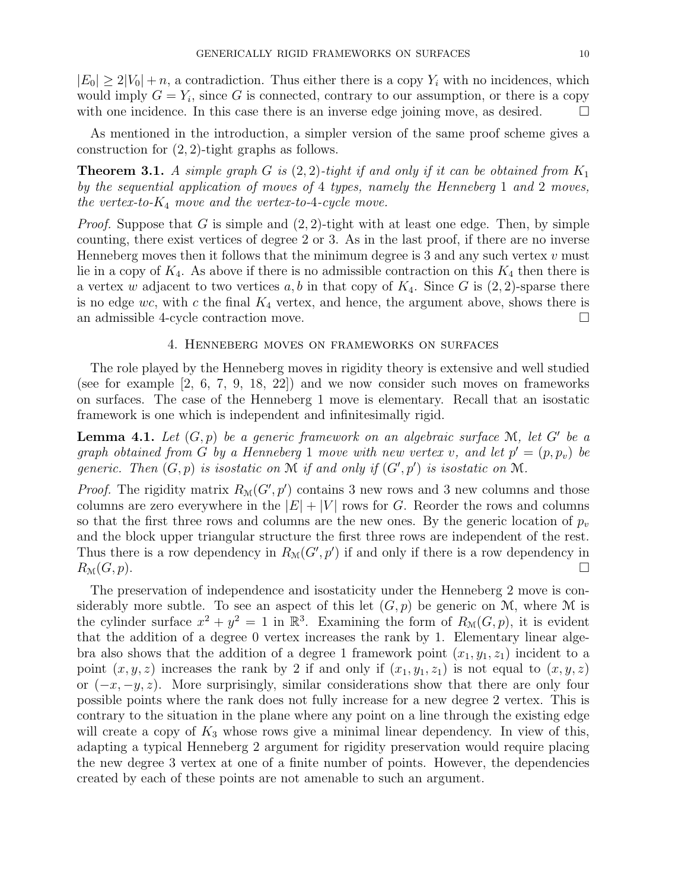$|E_0| \geq 2|V_0| + n$, a contradiction. Thus either there is a copy $Y_i$ with no incidences, which would imply $G = Y_i$, since $G$ is connected, contrary to our assumption, or there is a copy with one incidence. In this case there is an inverse edge joining move, as desired. □

As mentioned in the introduction, a simpler version of the same proof scheme gives a construction for $(2, 2)$-tight graphs as follows.

**Theorem 3.1.** *A simple graph $G$ is $(2, 2)$-tight if and only if it can be obtained from $K_1$ by the sequential application of moves of 4 types, namely the Henneberg 1 and 2 moves, the vertex-to-$K_4$ move and the vertex-to-4-cycle move.*

*Proof.* Suppose that $G$ is simple and $(2, 2)$-tight with at least one edge. Then, by simple counting, there exist vertices of degree 2 or 3. As in the last proof, if there are no inverse Henneberg moves then it follows that the minimum degree is 3 and any such vertex $v$ must lie in a copy of $K_4$. As above if there is no admissible contraction on this $K_4$ then there is a vertex $w$ adjacent to two vertices $a, b$ in that copy of $K_4$. Since $G$ is $(2, 2)$-sparse there is no edge $wc$, with $c$ the final $K_4$ vertex, and hence, the argument above, shows there is an admissible 4-cycle contraction move. □

## 4. Henneberg moves on frameworks on surfaces

The role played by the Henneberg moves in rigidity theory is extensive and well studied (see for example [2, 6, 7, 9, 18, 22]) and we now consider such moves on frameworks on surfaces. The case of the Henneberg 1 move is elementary. Recall that an isostatic framework is one which is independent and infinitesimally rigid.

**Lemma 4.1.** *Let $(G, p)$ be a generic framework on an algebraic surface $\mathcal{M}$, let $G'$ be a graph obtained from $G$ by a Henneberg 1 move with new vertex $v$, and let $p' = (p, p_v)$ be generic. Then $(G, p)$ is isostatic on $\mathcal{M}$ if and only if $(G', p')$ is isostatic on $\mathcal{M}$.*

*Proof.* The rigidity matrix $R_{\mathcal{M}}(G', p')$ contains 3 new rows and 3 new columns and those columns are zero everywhere in the $|E| + |V|$ rows for $G$. Reorder the rows and columns so that the first three rows and columns are the new ones. By the generic location of $p_v$ and the block upper triangular structure the first three rows are independent of the rest. Thus there is a row dependency in $R_{\mathcal{M}}(G', p')$ if and only if there is a row dependency in $R_{\mathcal{M}}(G, p)$. □

The preservation of independence and isostaticity under the Henneberg 2 move is considerably more subtle. To see an aspect of this let $(G, p)$ be generic on $\mathcal{M}$, where $\mathcal{M}$ is the cylinder surface $x^2 + y^2 = 1$ in $\mathbb{R}^3$. Examining the form of $R_{\mathcal{M}}(G, p)$, it is evident that the addition of a degree 0 vertex increases the rank by 1. Elementary linear algebra also shows that the addition of a degree 1 framework point $(x_1, y_1, z_1)$ incident to a point $(x, y, z)$ increases the rank by 2 if and only if $(x_1, y_1, z_1)$ is not equal to $(x, y, z)$ or $(-x, -y, z)$. More surprisingly, similar considerations show that there are only four possible points where the rank does not fully increase for a new degree 2 vertex. This is contrary to the situation in the plane where any point on a line through the existing edge will create a copy of $K_3$ whose rows give a minimal linear dependency. In view of this, adapting a typical Henneberg 2 argument for rigidity preservation would require placing the new degree 3 vertex at one of a finite number of points. However, the dependencies created by each of these points are not amenable to such an argument.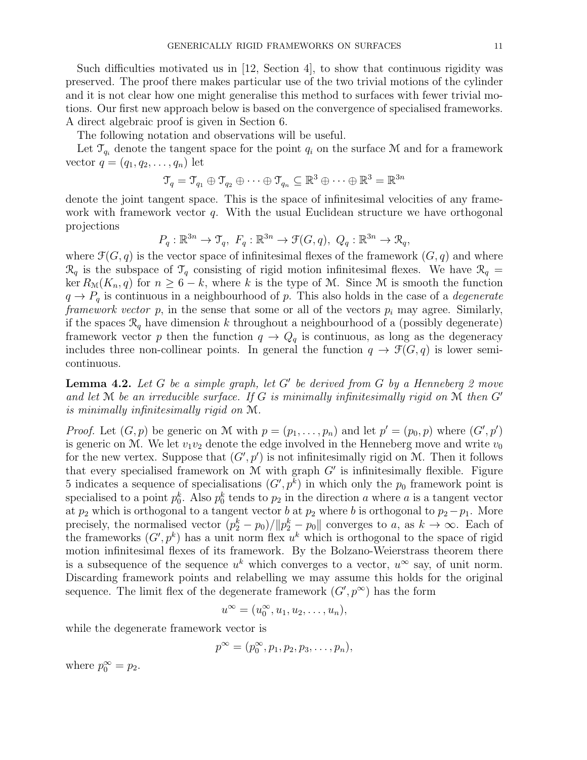Such difficulties motivated us in [12, Section 4], to show that continuous rigidity was preserved. The proof there makes particular use of the two trivial motions of the cylinder and it is not clear how one might generalise this method to surfaces with fewer trivial motions. Our first new approach below is based on the convergence of specialised frameworks. A direct algebraic proof is given in Section 6.

The following notation and observations will be useful.

Let $\mathcal{T}_{q_i}$ denote the tangent space for the point $q_i$ on the surface $\mathcal{M}$ and for a framework vector $q = (q_1, q_2, \ldots, q_n)$ let

$$\mathcal{T}_q = \mathcal{T}_{q_1} \oplus \mathcal{T}_{q_2} \oplus \cdots \oplus \mathcal{T}_{q_n} \subseteq \mathbb{R}^3 \oplus \cdots \oplus \mathbb{R}^3 = \mathbb{R}^{3n}$$

denote the joint tangent space. This is the space of infinitesimal velocities of any framework with framework vector $q$. With the usual Euclidean structure we have orthogonal projections

$$P_q : \mathbb{R}^{3n} \to \mathcal{T}_q, \ F_q : \mathbb{R}^{3n} \to \mathcal{F}(G,q), \ Q_q : \mathbb{R}^{3n} \to \mathcal{R}_q,$$

where $\mathcal{F}(G,q)$ is the vector space of infinitesimal flexes of the framework $(G,q)$ and where $\mathcal{R}_q$ is the subspace of $\mathcal{T}_q$ consisting of rigid motion infinitesimal flexes. We have $\mathcal{R}_q = \ker R_{\mathcal{M}}(K_n, q)$ for $n \geq 6-k$, where $k$ is the type of $\mathcal{M}$. Since $\mathcal{M}$ is smooth the function $q \to P_q$ is continuous in a neighbourhood of $p$. This also holds in the case of a *degenerate framework vector* $p$, in the sense that some or all of the vectors $p_i$ may agree. Similarly, if the spaces $\mathcal{R}_q$ have dimension $k$ throughout a neighbourhood of a (possibly degenerate) framework vector $p$ then the function $q \to Q_q$ is continuous, as long as the degeneracy includes three non-collinear points. In general the function $q \to \mathcal{F}(G,q)$ is lower semi-continuous.

**Lemma 4.2.** *Let $G$ be a simple graph, let $G'$ be derived from $G$ by a Henneberg 2 move and let $\mathcal{M}$ be an irreducible surface. If $G$ is minimally infinitesimally rigid on $\mathcal{M}$ then $G'$ is minimally infinitesimally rigid on $\mathcal{M}$.*

*Proof.* Let $(G,p)$ be generic on $\mathcal{M}$ with $p = (p_1, \ldots, p_n)$ and let $p' = (p_0, p)$ where $(G', p')$ is generic on $\mathcal{M}$. We let $v_1v_2$ denote the edge involved in the Henneberg move and write $v_0$ for the new vertex. Suppose that $(G', p')$ is not infinitesimally rigid on $\mathcal{M}$. Then it follows that every specialised framework on $\mathcal{M}$ with graph $G'$ is infinitesimally flexible. Figure 5 indicates a sequence of specialisations $(G', p^k)$ in which only the $p_0$ framework point is specialised to a point $p_0^k$. Also $p_0^k$ tends to $p_2$ in the direction $a$ where $a$ is a tangent vector at $p_2$ which is orthogonal to a tangent vector $b$ at $p_2$ where $b$ is orthogonal to $p_2 - p_1$. More precisely, the normalised vector $(p_2^k - p_0)/\|p_2^k - p_0\|$ converges to $a$, as $k \to \infty$. Each of the frameworks $(G', p^k)$ has a unit norm flex $u^k$ which is orthogonal to the space of rigid motion infinitesimal flexes of its framework. By the Bolzano-Weierstrass theorem there is a subsequence of the sequence $u^k$ which converges to a vector, $u^\infty$ say, of unit norm. Discarding framework points and relabelling we may assume this holds for the original sequence. The limit flex of the degenerate framework $(G', p^\infty)$ has the form

$$u^\infty = (u_0^\infty, u_1, u_2, \ldots, u_n),$$

while the degenerate framework vector is

$$p^\infty = (p_0^\infty, p_1, p_2, p_3, \ldots, p_n),$$

where $p_0^\infty = p_2$.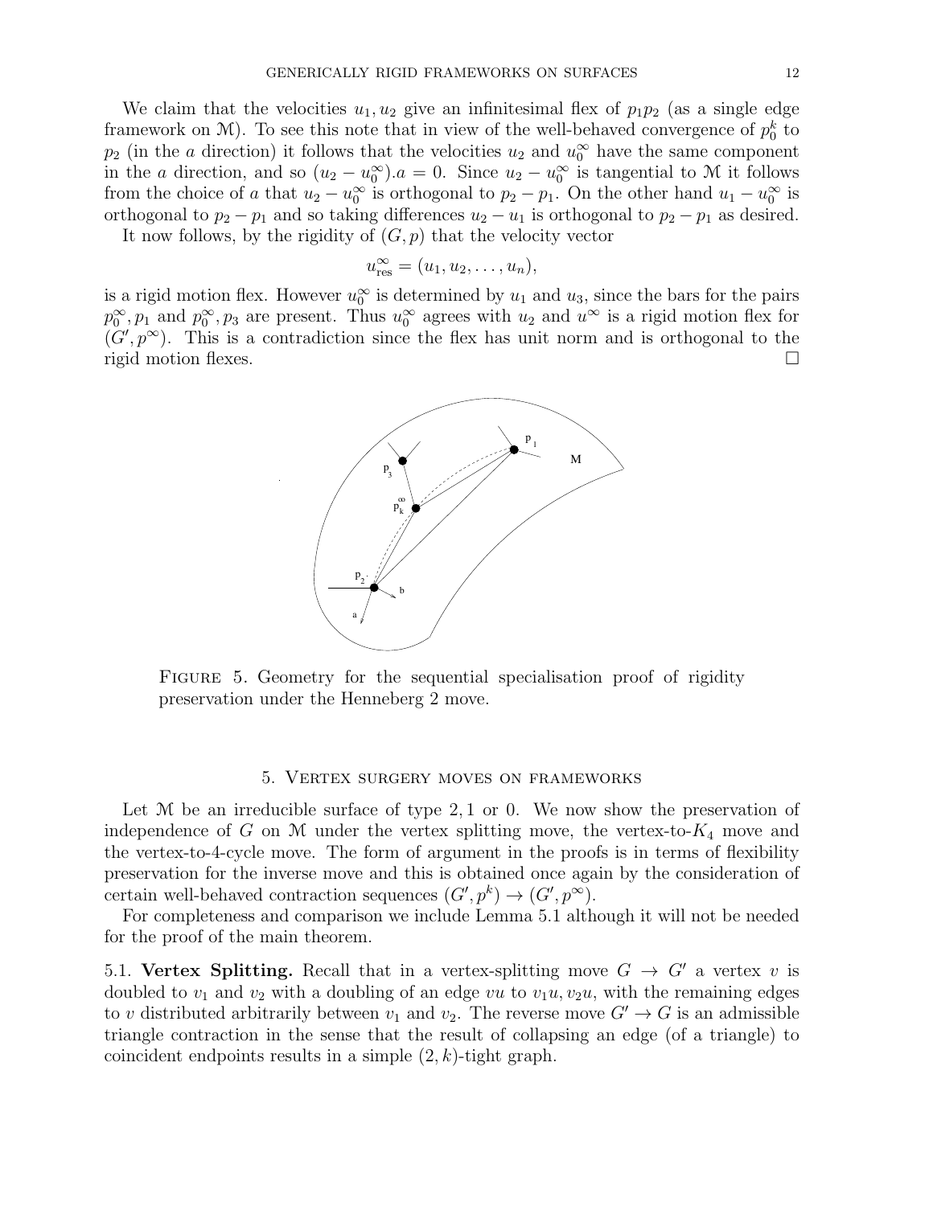We claim that the velocities $u_1, u_2$ give an infinitesimal flex of $p_1p_2$ (as a single edge framework on $\mathcal{M}$). To see this note that in view of the well-behaved convergence of $p_0^k$ to $p_2$ (in the $a$ direction) it follows that the velocities $u_2$ and $u_0^\infty$ have the same component in the $a$ direction, and so $(u_2 - u_0^\infty).a = 0$. Since $u_2 - u_0^\infty$ is tangential to $\mathcal{M}$ it follows from the choice of $a$ that $u_2 - u_0^\infty$ is orthogonal to $p_2 - p_1$. On the other hand $u_1 - u_0^\infty$ is orthogonal to $p_2 - p_1$ and so taking differences $u_2 - u_1$ is orthogonal to $p_2 - p_1$ as desired.

It now follows, by the rigidity of $(G, p)$ that the velocity vector

$$u_{\text{res}}^\infty = (u_1, u_2, \ldots, u_n),$$

is a rigid motion flex. However $u_0^\infty$ is determined by $u_1$ and $u_3$, since the bars for the pairs $p_0^\infty, p_1$ and $p_0^\infty, p_3$ are present. Thus $u_0^\infty$ agrees with $u_2$ and $u^\infty$ is a rigid motion flex for $(G', p^\infty)$. This is a contradiction since the flex has unit norm and is orthogonal to the rigid motion flexes. □

Figure 5. Geometry for the sequential specialisation proof of rigidity preservation under the Henneberg 2 move.

## 5. Vertex surgery moves on frameworks

Let $\mathcal{M}$ be an irreducible surface of type 2, 1 or 0. We now show the preservation of independence of $G$ on $\mathcal{M}$ under the vertex splitting move, the vertex-to-$K_4$ move and the vertex-to-4-cycle move. The form of argument in the proofs is in terms of flexibility preservation for the inverse move and this is obtained once again by the consideration of certain well-behaved contraction sequences $(G', p^k) \to (G', p^\infty)$.

For completeness and comparison we include Lemma 5.1 although it will not be needed for the proof of the main theorem.

5.1. **Vertex Splitting.** Recall that in a vertex-splitting move $G \to G'$ a vertex $v$ is doubled to $v_1$ and $v_2$ with a doubling of an edge $vu$ to $v_1u, v_2u$, with the remaining edges to $v$ distributed arbitrarily between $v_1$ and $v_2$. The reverse move $G' \to G$ is an admissible triangle contraction in the sense that the result of collapsing an edge (of a triangle) to coincident endpoints results in a simple $(2, k)$-tight graph.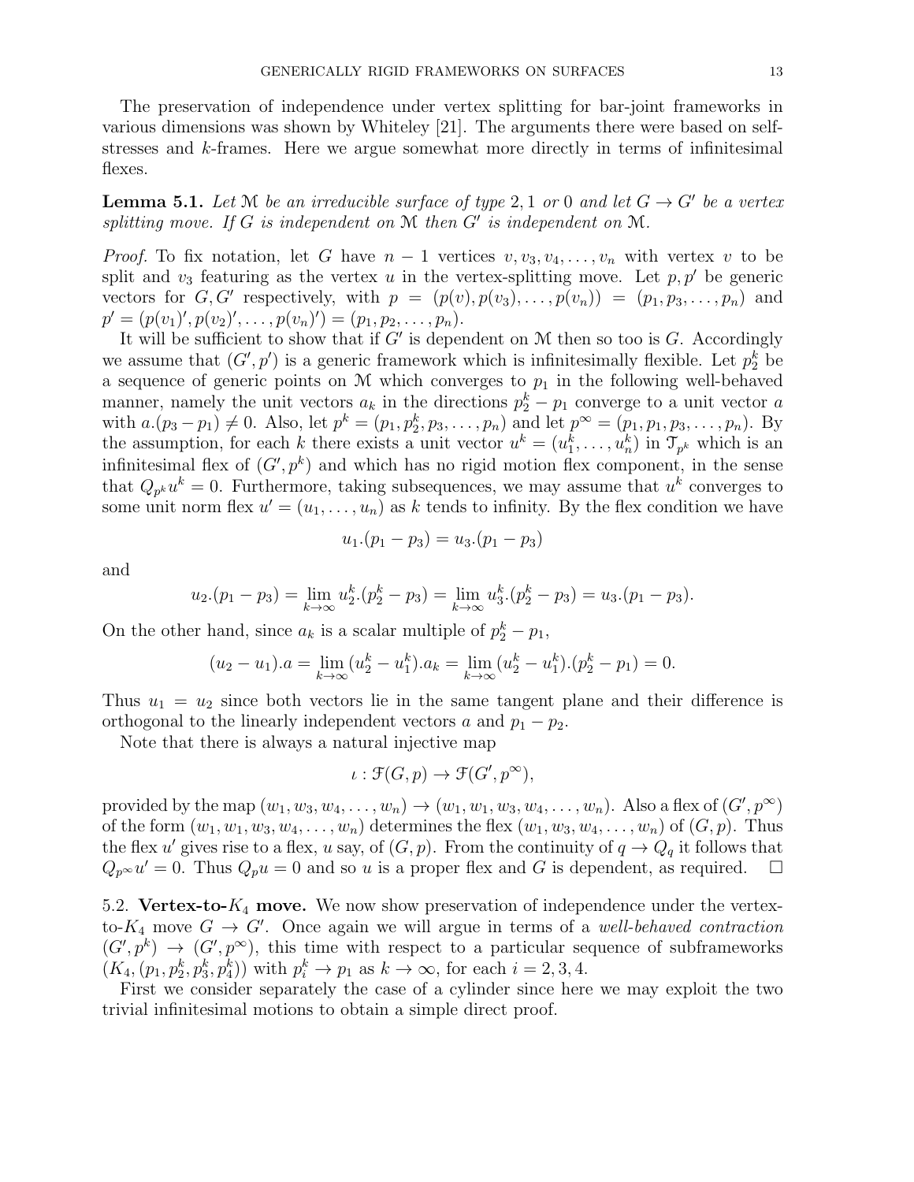The preservation of independence under vertex splitting for bar-joint frameworks in various dimensions was shown by Whiteley [21]. The arguments there were based on self-stresses and $k$-frames. Here we argue somewhat more directly in terms of infinitesimal flexes.

**Lemma 5.1.** *Let $\mathcal{M}$ be an irreducible surface of type $2, 1$ or $0$ and let $G \to G'$ be a vertex splitting move. If $G$ is independent on $\mathcal{M}$ then $G'$ is independent on $\mathcal{M}$.*

*Proof.* To fix notation, let $G$ have $n-1$ vertices $v, v_3, v_4, \ldots, v_n$ with vertex $v$ to be split and $v_3$ featuring as the vertex $u$ in the vertex-splitting move. Let $p, p'$ be generic vectors for $G, G'$ respectively, with $p = (p(v), p(v_3), \ldots, p(v_n)) = (p_1, p_3, \ldots, p_n)$ and $p' = (p(v_1)', p(v_2)', \ldots, p(v_n)') = (p_1, p_2, \ldots, p_n)$.

It will be sufficient to show that if $G'$ is dependent on $\mathcal{M}$ then so too is $G$. Accordingly we assume that $(G', p')$ is a generic framework which is infinitesimally flexible. Let $p_2^k$ be a sequence of generic points on $\mathcal{M}$ which converges to $p_1$ in the following well-behaved manner, namely the unit vectors $a_k$ in the directions $p_2^k - p_1$ converge to a unit vector $a$ with $a.(p_3 - p_1) \neq 0$. Also, let $p^k = (p_1, p_2^k, p_3, \ldots, p_n)$ and let $p^\infty = (p_1, p_1, p_3, \ldots, p_n)$. By the assumption, for each $k$ there exists a unit vector $u^k = (u_1^k, \ldots, u_n^k)$ in $\mathcal{T}_{p^k}$ which is an infinitesimal flex of $(G', p^k)$ and which has no rigid motion flex component, in the sense that $Q_{p^k} u^k = 0$. Furthermore, taking subsequences, we may assume that $u^k$ converges to some unit norm flex $u' = (u_1, \ldots, u_n)$ as $k$ tends to infinity. By the flex condition we have

$$u_1.(p_1 - p_3) = u_3.(p_1 - p_3)$$

and

$$u_2.(p_1 - p_3) = \lim_{k\to\infty} u_2^k.(p_2^k - p_3) = \lim_{k\to\infty} u_3^k.(p_2^k - p_3) = u_3.(p_1 - p_3).$$

On the other hand, since $a_k$ is a scalar multiple of $p_2^k - p_1$,

$$(u_2 - u_1).a = \lim_{k\to\infty} (u_2^k - u_1^k).a_k = \lim_{k\to\infty} (u_2^k - u_1^k).(p_2^k - p_1) = 0.$$

Thus $u_1 = u_2$ since both vectors lie in the same tangent plane and their difference is orthogonal to the linearly independent vectors $a$ and $p_1 - p_2$.

Note that there is always a natural injective map

$$\iota : \mathcal{F}(G, p) \to \mathcal{F}(G', p^\infty),$$

provided by the map $(w_1, w_3, w_4, \ldots, w_n) \to (w_1, w_1, w_3, w_4, \ldots, w_n)$. Also a flex of $(G', p^\infty)$ of the form $(w_1, w_1, w_3, w_4, \ldots, w_n)$ determines the flex $(w_1, w_3, w_4, \ldots, w_n)$ of $(G, p)$. Thus the flex $u'$ gives rise to a flex, $u$ say, of $(G, p)$. From the continuity of $q \to Q_q$ it follows that $Q_{p^\infty} u' = 0$. Thus $Q_p u = 0$ and so $u$ is a proper flex and $G$ is dependent, as required. $\square$

5.2. **Vertex-to-$K_4$ move.** We now show preservation of independence under the vertex-to-$K_4$ move $G \to G'$. Once again we will argue in terms of a *well-behaved contraction* $(G', p^k) \to (G', p^\infty)$, this time with respect to a particular sequence of subframeworks $(K_4, (p_1, p_2^k, p_3^k, p_4^k))$ with $p_i^k \to p_1$ as $k \to \infty$, for each $i = 2, 3, 4$.

First we consider separately the case of a cylinder since here we may exploit the two trivial infinitesimal motions to obtain a simple direct proof.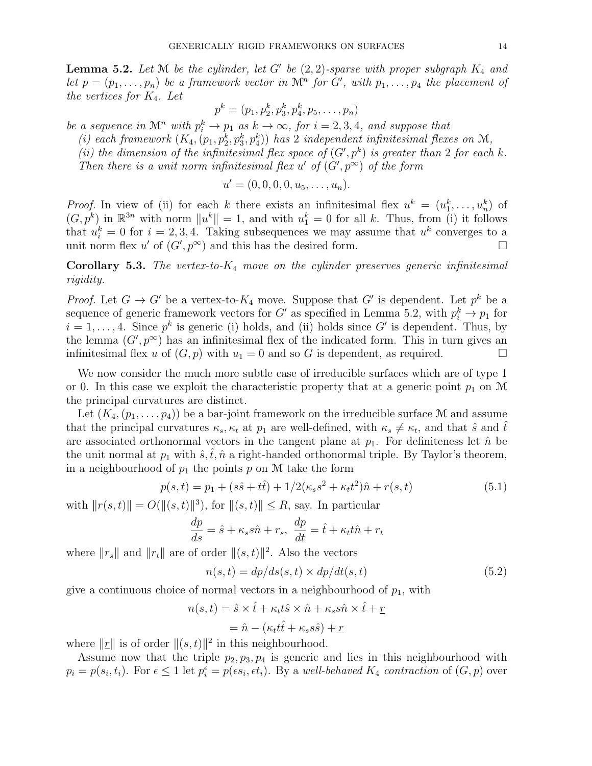**Lemma 5.2.** *Let $\mathcal{M}$ be the cylinder, let $G'$ be $(2,2)$-sparse with proper subgraph $K_4$ and let $p = (p_1, \ldots, p_n)$ be a framework vector in $\mathcal{M}^n$ for $G'$, with $p_1, \ldots, p_4$ the placement of the vertices for $K_4$. Let*

$$p^k = (p_1, p_2^k, p_3^k, p_4^k, p_5, \ldots, p_n)$$

*be a sequence in $\mathcal{M}^n$ with $p_i^k \to p_1$ as $k \to \infty$, for $i = 2, 3, 4$, and suppose that*

*(i) each framework $(K_4, (p_1, p_2^k, p_3^k, p_4^k))$ has 2 independent infinitesimal flexes on $\mathcal{M}$,*

*(ii) the dimension of the infinitesimal flex space of $(G', p^k)$ is greater than 2 for each $k$.*

*Then there is a unit norm infinitesimal flex $u'$ of $(G', p^\infty)$ of the form*

$$u' = (0, 0, 0, 0, u_5, \ldots, u_n).$$

*Proof.* In view of (ii) for each $k$ there exists an infinitesimal flex $u^k = (u_1^k, \ldots, u_n^k)$ of $(G, p^k)$ in $\mathbb{R}^{3n}$ with norm $\|u^k\| = 1$, and with $u_1^k = 0$ for all $k$. Thus, from (i) it follows that $u_i^k = 0$ for $i = 2, 3, 4$. Taking subsequences we may assume that $u^k$ converges to a unit norm flex $u'$ of $(G', p^\infty)$ and this has the desired form. $\square$

**Corollary 5.3.** *The vertex-to-$K_4$ move on the cylinder preserves generic infinitesimal rigidity.*

*Proof.* Let $G \to G'$ be a vertex-to-$K_4$ move. Suppose that $G'$ is dependent. Let $p^k$ be a sequence of generic framework vectors for $G'$ as specified in Lemma 5.2, with $p_i^k \to p_1$ for $i = 1, \ldots, 4$. Since $p^k$ is generic (i) holds, and (ii) holds since $G'$ is dependent. Thus, by the lemma $(G', p^\infty)$ has an infinitesimal flex of the indicated form. This in turn gives an infinitesimal flex $u$ of $(G, p)$ with $u_1 = 0$ and so $G$ is dependent, as required. $\square$

We now consider the much more subtle case of irreducible surfaces which are of type 1 or 0. In this case we exploit the characteristic property that at a generic point $p_1$ on $\mathcal{M}$ the principal curvatures are distinct.

Let $(K_4, (p_1, \ldots, p_4))$ be a bar-joint framework on the irreducible surface $\mathcal{M}$ and assume that the principal curvatures $\kappa_s, \kappa_t$ at $p_1$ are well-defined, with $\kappa_s \neq \kappa_t$, and that $\hat{s}$ and $\hat{t}$ are associated orthonormal vectors in the tangent plane at $p_1$. For definiteness let $\hat{n}$ be the unit normal at $p_1$ with $\hat{s}, \hat{t}, \hat{n}$ a right-handed orthonormal triple. By Taylor's theorem, in a neighbourhood of $p_1$ the points $p$ on $\mathcal{M}$ take the form

$$p(s,t) = p_1 + (s\hat{s} + t\hat{t}) + 1/2(\kappa_s s^2 + \kappa_t t^2)\hat{n} + r(s,t) \tag{5.1}$$

with $\|r(s,t)\| = O(\|(s,t)\|^3)$, for $\|(s,t)\| \leq R$, say. In particular

$$\frac{dp}{ds} = \hat{s} + \kappa_s s\hat{n} + r_s, \;\; \frac{dp}{dt} = \hat{t} + \kappa_t t\hat{n} + r_t$$

where $\|r_s\|$ and $\|r_t\|$ are of order $\|(s,t)\|^2$. Also the vectors

$$n(s,t) = dp/ds(s,t) \times dp/dt(s,t) \tag{5.2}$$

give a continuous choice of normal vectors in a neighbourhood of $p_1$, with

$$n(s,t) = \hat{s} \times \hat{t} + \kappa_t t\hat{s} \times \hat{n} + \kappa_s s\hat{n} \times \hat{t} + \underline{r}$$

$$= \hat{n} - (\kappa_t t\hat{t} + \kappa_s s\hat{s}) + \underline{r}$$

where $\|\underline{r}\|$ is of order $\|(s,t)\|^2$ in this neighbourhood.

Assume now that the triple $p_2, p_3, p_4$ is generic and lies in this neighbourhood with $p_i = p(s_i, t_i)$. For $\epsilon \leq 1$ let $p_i^\epsilon = p(\epsilon s_i, \epsilon t_i)$. By a *well-behaved $K_4$ contraction* of $(G, p)$ over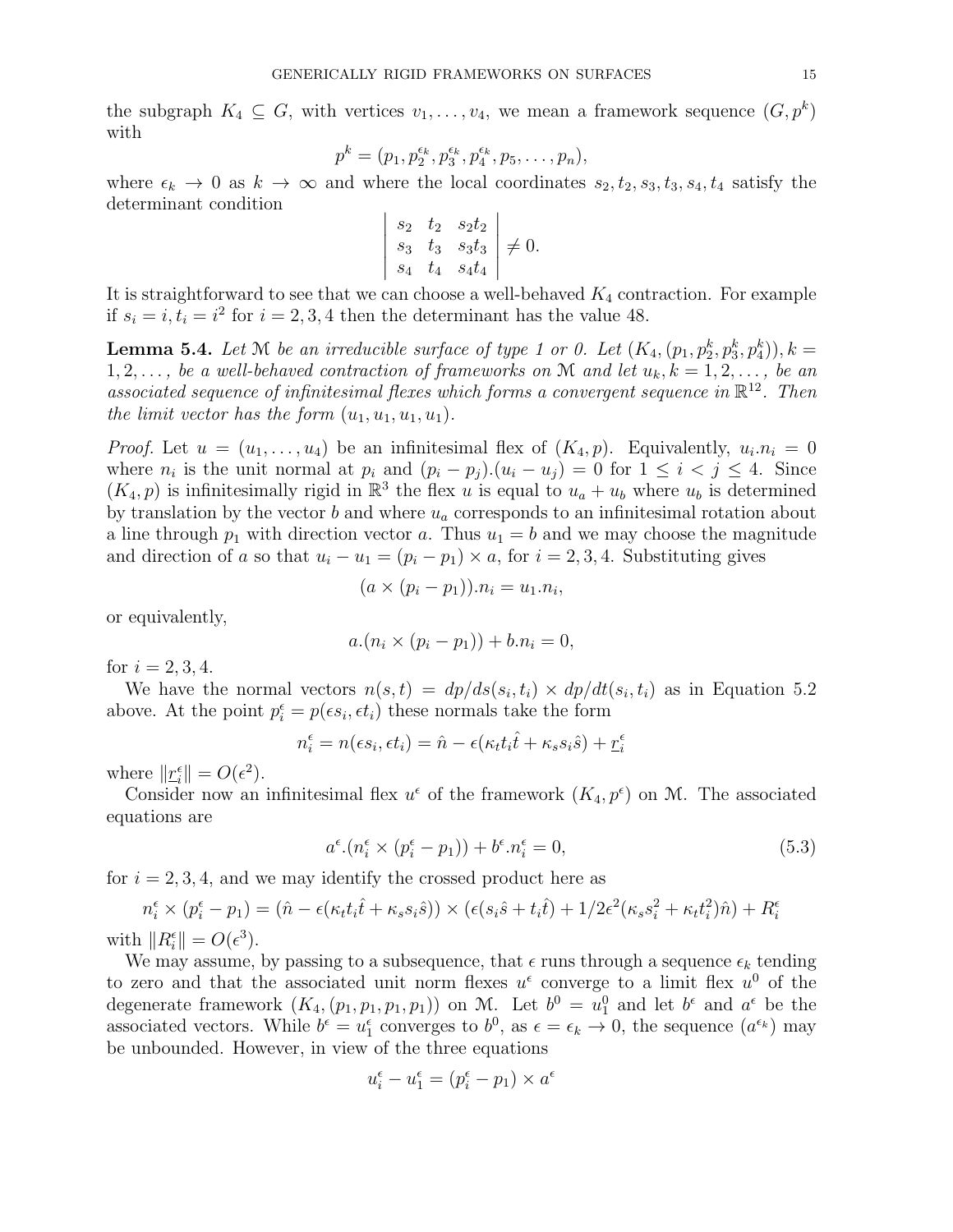the subgraph $K_4 \subseteq G$, with vertices $v_1, \dots, v_4$, we mean a framework sequence $(G, p^k)$ with

$$p^k = (p_1, p_2^{\epsilon_k}, p_3^{\epsilon_k}, p_4^{\epsilon_k}, p_5, \dots, p_n),$$

where $\epsilon_k \to 0$ as $k \to \infty$ and where the local coordinates $s_2, t_2, s_3, t_3, s_4, t_4$ satisfy the determinant condition

$$\begin{vmatrix} s_2 & t_2 & s_2t_2 \\ s_3 & t_3 & s_3t_3 \\ s_4 & t_4 & s_4t_4 \end{vmatrix} \neq 0.$$

It is straightforward to see that we can choose a well-behaved $K_4$ contraction. For example if $s_i = i, t_i = i^2$ for $i = 2, 3, 4$ then the determinant has the value 48.

**Lemma 5.4.** *Let $\mathcal{M}$ be an irreducible surface of type 1 or 0. Let $(K_4, (p_1, p_2^k, p_3^k, p_4^k)), k = 1, 2, \dots,$ be a well-behaved contraction of frameworks on $\mathcal{M}$ and let $u_k, k = 1, 2, \dots,$ be an associated sequence of infinitesimal flexes which forms a convergent sequence in $\mathbb{R}^{12}$. Then the limit vector has the form $(u_1, u_1, u_1, u_1)$.*

*Proof.* Let $u = (u_1, \dots, u_4)$ be an infinitesimal flex of $(K_4, p)$. Equivalently, $u_i.n_i = 0$ where $n_i$ is the unit normal at $p_i$ and $(p_i - p_j).(u_i - u_j) = 0$ for $1 \leq i < j \leq 4$. Since $(K_4, p)$ is infinitesimally rigid in $\mathbb{R}^3$ the flex $u$ is equal to $u_a + u_b$ where $u_b$ is determined by translation by the vector $b$ and where $u_a$ corresponds to an infinitesimal rotation about a line through $p_1$ with direction vector $a$. Thus $u_1 = b$ and we may choose the magnitude and direction of $a$ so that $u_i - u_1 = (p_i - p_1) \times a$, for $i = 2, 3, 4$. Substituting gives

$$(a \times (p_i - p_1)).n_i = u_1.n_i,$$

or equivalently,

$$a.(n_i \times (p_i - p_1)) + b.n_i = 0,$$

for $i = 2, 3, 4$.

We have the normal vectors $n(s, t) = dp/ds(s_i, t_i) \times dp/dt(s_i, t_i)$ as in Equation 5.2 above. At the point $p_i^\epsilon = p(\epsilon s_i, \epsilon t_i)$ these normals take the form

$$n_i^\epsilon = n(\epsilon s_i, \epsilon t_i) = \hat{n} - \epsilon(\kappa_t t_i \hat{t} + \kappa_s s_i \hat{s}) + \underline{r}_i^\epsilon$$

where $\|\underline{r}_i^\epsilon\| = O(\epsilon^2)$.

Consider now an infinitesimal flex $u^\epsilon$ of the framework $(K_4, p^\epsilon)$ on $\mathcal{M}$. The associated equations are

$$a^\epsilon.(n_i^\epsilon \times (p_i^\epsilon - p_1)) + b^\epsilon.n_i^\epsilon = 0, \tag{5.3}$$

for $i = 2, 3, 4$, and we may identify the crossed product here as

$$n_i^\epsilon \times (p_i^\epsilon - p_1) = (\hat{n} - \epsilon(\kappa_t t_i \hat{t} + \kappa_s s_i \hat{s})) \times (\epsilon(s_i \hat{s} + t_i \hat{t}) + 1/2\epsilon^2(\kappa_s s_i^2 + \kappa_t t_i^2)\hat{n}) + R_i^\epsilon$$

with $\|R_i^\epsilon\| = O(\epsilon^3)$.

We may assume, by passing to a subsequence, that $\epsilon$ runs through a sequence $\epsilon_k$ tending to zero and that the associated unit norm flexes $u^\epsilon$ converge to a limit flex $u^0$ of the degenerate framework $(K_4, (p_1, p_1, p_1, p_1))$ on $\mathcal{M}$. Let $b^0 = u_1^0$ and let $b^\epsilon$ and $a^\epsilon$ be the associated vectors. While $b^\epsilon = u_1^\epsilon$ converges to $b^0$, as $\epsilon = \epsilon_k \to 0$, the sequence $(a^{\epsilon_k})$ may be unbounded. However, in view of the three equations

$$u_i^\epsilon - u_1^\epsilon = (p_i^\epsilon - p_1) \times a^\epsilon$$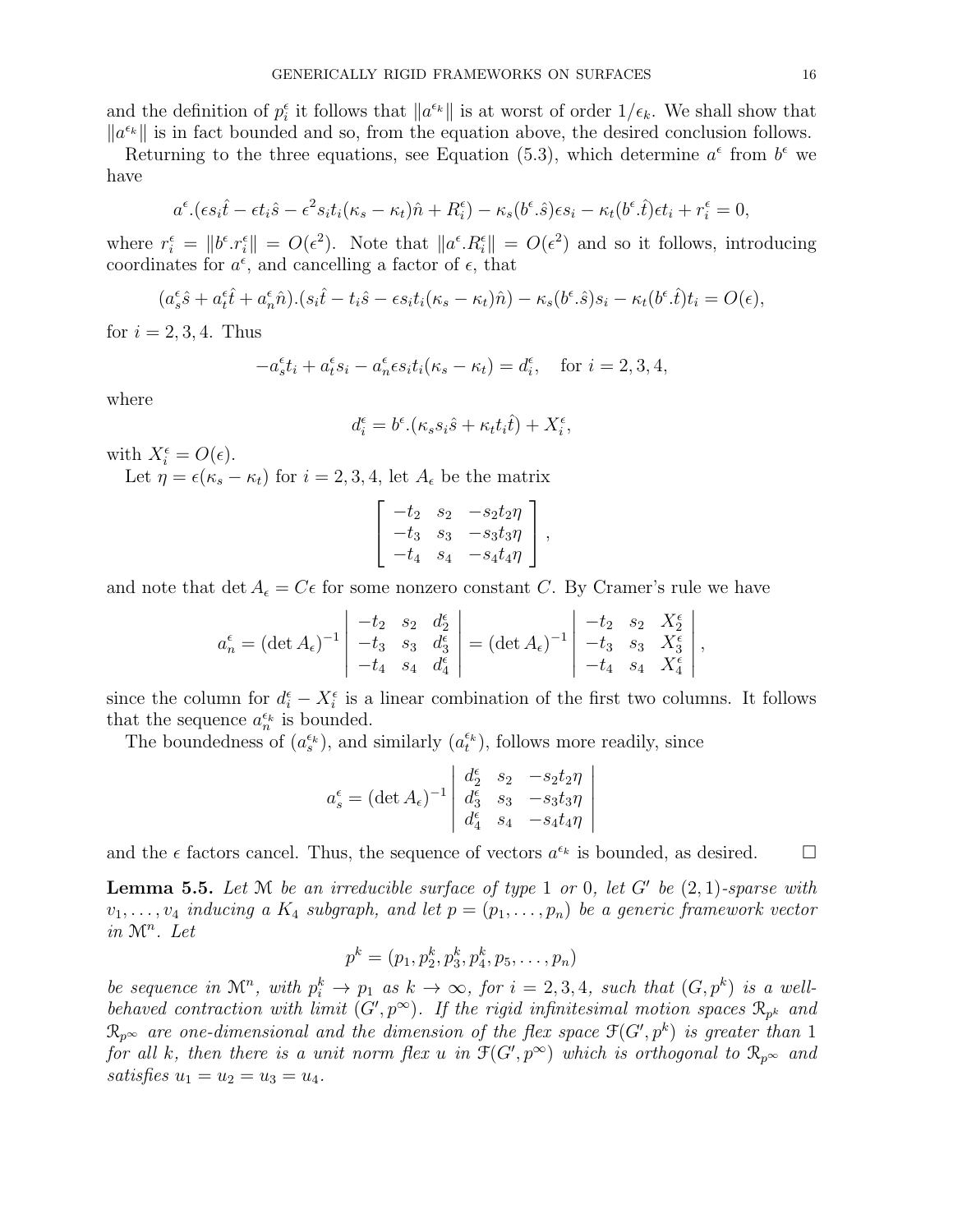and the definition of $p_i^\epsilon$ it follows that $\|a^{\epsilon_k}\|$ is at worst of order $1/\epsilon_k$. We shall show that $\|a^{\epsilon_k}\|$ is in fact bounded and so, from the equation above, the desired conclusion follows.

Returning to the three equations, see Equation (5.3), which determine $a^\epsilon$ from $b^\epsilon$ we have

$$a^\epsilon.(\epsilon s_i \hat{t} - \epsilon t_i \hat{s} - \epsilon^2 s_i t_i(\kappa_s - \kappa_t)\hat{n} + R_i^\epsilon) - \kappa_s(b^\epsilon.\hat{s})\epsilon s_i - \kappa_t(b^\epsilon.\hat{t})\epsilon t_i + r_i^\epsilon = 0,$$

where $r_i^\epsilon = \|b^\epsilon.r_i^\epsilon\| = O(\epsilon^2)$. Note that $\|a^\epsilon.R_i^\epsilon\| = O(\epsilon^2)$ and so it follows, introducing coordinates for $a^\epsilon$, and cancelling a factor of $\epsilon$, that

$$(a_s^\epsilon \hat{s} + a_t^\epsilon \hat{t} + a_n^\epsilon \hat{n}).(s_i \hat{t} - t_i \hat{s} - \epsilon s_i t_i(\kappa_s - \kappa_t)\hat{n}) - \kappa_s(b^\epsilon.\hat{s})s_i - \kappa_t(b^\epsilon.\hat{t})t_i = O(\epsilon),$$

for $i = 2, 3, 4$. Thus

$$-a_s^\epsilon t_i + a_t^\epsilon s_i - a_n^\epsilon \epsilon s_i t_i(\kappa_s - \kappa_t) = d_i^\epsilon, \quad \text{for } i = 2, 3, 4,$$

where

$$d_i^\epsilon = b^\epsilon.(\kappa_s s_i \hat{s} + \kappa_t t_i \hat{t}) + X_i^\epsilon,$$

with $X_i^\epsilon = O(\epsilon)$.

Let $\eta = \epsilon(\kappa_s - \kappa_t)$ for $i = 2, 3, 4$, let $A_\epsilon$ be the matrix

$$\begin{bmatrix} -t_2 & s_2 & -s_2 t_2 \eta \\ -t_3 & s_3 & -s_3 t_3 \eta \\ -t_4 & s_4 & -s_4 t_4 \eta \end{bmatrix},$$

and note that $\det A_\epsilon = C\epsilon$ for some nonzero constant $C$. By Cramer's rule we have

$$a_n^\epsilon = (\det A_\epsilon)^{-1} \begin{vmatrix} -t_2 & s_2 & d_2^\epsilon \\ -t_3 & s_3 & d_3^\epsilon \\ -t_4 & s_4 & d_4^\epsilon \end{vmatrix} = (\det A_\epsilon)^{-1} \begin{vmatrix} -t_2 & s_2 & X_2^\epsilon \\ -t_3 & s_3 & X_3^\epsilon \\ -t_4 & s_4 & X_4^\epsilon \end{vmatrix},$$

since the column for $d_i^\epsilon - X_i^\epsilon$ is a linear combination of the first two columns. It follows that the sequence $a_n^{\epsilon_k}$ is bounded.

The boundedness of $(a_s^{\epsilon_k})$, and similarly $(a_t^{\epsilon_k})$, follows more readily, since

$$a_s^\epsilon = (\det A_\epsilon)^{-1} \begin{vmatrix} d_2^\epsilon & s_2 & -s_2 t_2 \eta \\ d_3^\epsilon & s_3 & -s_3 t_3 \eta \\ d_4^\epsilon & s_4 & -s_4 t_4 \eta \end{vmatrix}$$

and the $\epsilon$ factors cancel. Thus, the sequence of vectors $a^{\epsilon_k}$ is bounded, as desired. □

**Lemma 5.5.** *Let $\mathcal{M}$ be an irreducible surface of type 1 or 0, let $G'$ be $(2,1)$-sparse with $v_1, \dots, v_4$ inducing a $K_4$ subgraph, and let $p = (p_1, \dots, p_n)$ be a generic framework vector in $\mathcal{M}^n$. Let*

$$p^k = (p_1, p_2^k, p_3^k, p_4^k, p_5, \dots, p_n)$$

*be sequence in $\mathcal{M}^n$, with $p_i^k \to p_1$ as $k \to \infty$, for $i = 2, 3, 4$, such that $(G, p^k)$ is a well-behaved contraction with limit $(G', p^\infty)$. If the rigid infinitesimal motion spaces $\mathcal{R}_{p^k}$ and $\mathcal{R}_{p^\infty}$ are one-dimensional and the dimension of the flex space $\mathcal{F}(G', p^k)$ is greater than 1 for all $k$, then there is a unit norm flex $u$ in $\mathcal{F}(G', p^\infty)$ which is orthogonal to $\mathcal{R}_{p^\infty}$ and satisfies $u_1 = u_2 = u_3 = u_4$.*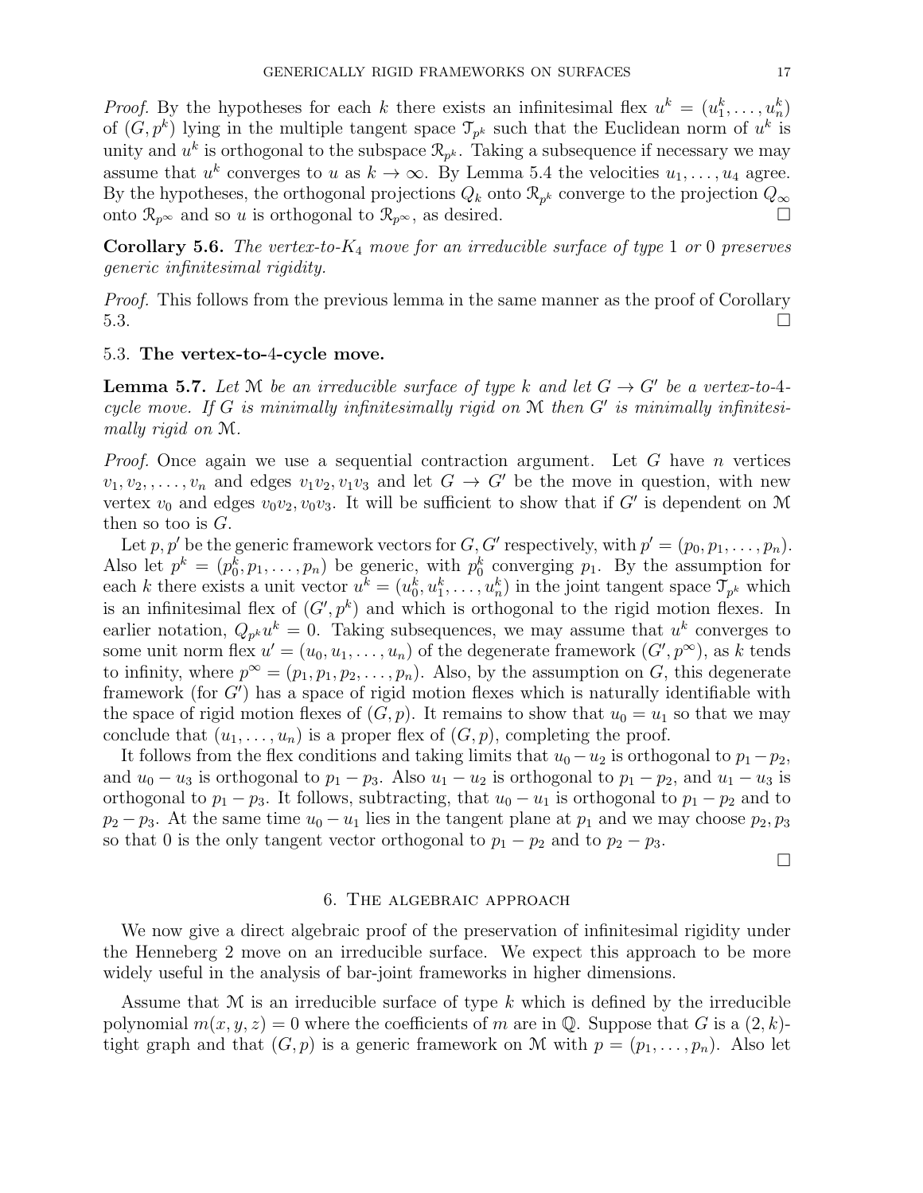*Proof.* By the hypotheses for each $k$ there exists an infinitesimal flex $u^k = (u_1^k, \dots, u_n^k)$ of $(G, p^k)$ lying in the multiple tangent space $\mathcal{T}_{p^k}$ such that the Euclidean norm of $u^k$ is unity and $u^k$ is orthogonal to the subspace $\mathcal{R}_{p^k}$. Taking a subsequence if necessary we may assume that $u^k$ converges to $u$ as $k \to \infty$. By Lemma 5.4 the velocities $u_1, \dots, u_4$ agree. By the hypotheses, the orthogonal projections $Q_k$ onto $\mathcal{R}_{p^k}$ converge to the projection $Q_\infty$ onto $\mathcal{R}_{p^\infty}$ and so $u$ is orthogonal to $\mathcal{R}_{p^\infty}$, as desired. □

**Corollary 5.6.** *The vertex-to-$K_4$ move for an irreducible surface of type* 1 *or* 0 *preserves generic infinitesimal rigidity.*

*Proof.* This follows from the previous lemma in the same manner as the proof of Corollary 5.3. □

### 5.3. The vertex-to-4-cycle move.

**Lemma 5.7.** *Let $\mathcal{M}$ be an irreducible surface of type $k$ and let $G \to G'$ be a vertex-to-4-cycle move. If $G$ is minimally infinitesimally rigid on $\mathcal{M}$ then $G'$ is minimally infinitesimally rigid on $\mathcal{M}$.*

*Proof.* Once again we use a sequential contraction argument. Let $G$ have $n$ vertices $v_1, v_2, \dots, v_n$ and edges $v_1v_2, v_1v_3$ and let $G \to G'$ be the move in question, with new vertex $v_0$ and edges $v_0v_2, v_0v_3$. It will be sufficient to show that if $G'$ is dependent on $\mathcal{M}$ then so too is $G$.

Let $p, p'$ be the generic framework vectors for $G, G'$ respectively, with $p' = (p_0, p_1, \dots, p_n)$. Also let $p^k = (p_0^k, p_1, \dots, p_n)$ be generic, with $p_0^k$ converging $p_1$. By the assumption for each $k$ there exists a unit vector $u^k = (u_0^k, u_1^k, \dots, u_n^k)$ in the joint tangent space $\mathcal{T}_{p^k}$ which is an infinitesimal flex of $(G', p^k)$ and which is orthogonal to the rigid motion flexes. In earlier notation, $Q_{p^k} u^k = 0$. Taking subsequences, we may assume that $u^k$ converges to some unit norm flex $u' = (u_0, u_1, \dots, u_n)$ of the degenerate framework $(G', p^\infty)$, as $k$ tends to infinity, where $p^\infty = (p_1, p_1, p_2, \dots, p_n)$. Also, by the assumption on $G$, this degenerate framework (for $G'$) has a space of rigid motion flexes which is naturally identifiable with the space of rigid motion flexes of $(G, p)$. It remains to show that $u_0 = u_1$ so that we may conclude that $(u_1, \dots, u_n)$ is a proper flex of $(G, p)$, completing the proof.

It follows from the flex conditions and taking limits that $u_0 - u_2$ is orthogonal to $p_1 - p_2$, and $u_0 - u_3$ is orthogonal to $p_1 - p_3$. Also $u_1 - u_2$ is orthogonal to $p_1 - p_2$, and $u_1 - u_3$ is orthogonal to $p_1 - p_3$. It follows, subtracting, that $u_0 - u_1$ is orthogonal to $p_1 - p_2$ and to $p_2 - p_3$. At the same time $u_0 - u_1$ lies in the tangent plane at $p_1$ and we may choose $p_2, p_3$ so that 0 is the only tangent vector orthogonal to $p_1 - p_2$ and to $p_2 - p_3$.

□

## 6. The algebraic approach

We now give a direct algebraic proof of the preservation of infinitesimal rigidity under the Henneberg 2 move on an irreducible surface. We expect this approach to be more widely useful in the analysis of bar-joint frameworks in higher dimensions.

Assume that $\mathcal{M}$ is an irreducible surface of type $k$ which is defined by the irreducible polynomial $m(x, y, z) = 0$ where the coefficients of $m$ are in $\mathbb{Q}$. Suppose that $G$ is a $(2, k)$-tight graph and that $(G, p)$ is a generic framework on $\mathcal{M}$ with $p = (p_1, \dots, p_n)$. Also let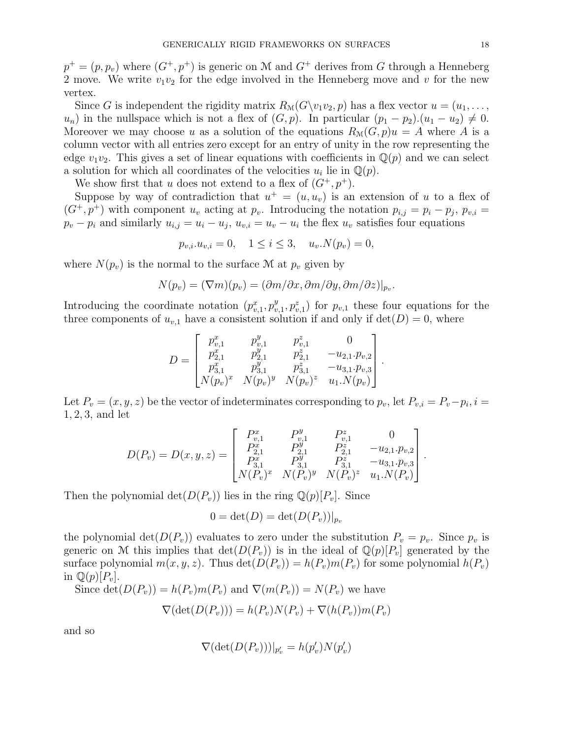$p^+ = (p, p_v)$ where $(G^+, p^+)$ is generic on $\mathcal{M}$ and $G^+$ derives from $G$ through a Henneberg 2 move. We write $v_1v_2$ for the edge involved in the Henneberg move and $v$ for the new vertex.

Since $G$ is independent the rigidity matrix $R_{\mathcal{M}}(G\backslash v_1v_2, p)$ has a flex vector $u = (u_1, \ldots, u_n)$ in the nullspace which is not a flex of $(G, p)$. In particular $(p_1 - p_2).(u_1 - u_2) \neq 0$. Moreover we may choose $u$ as a solution of the equations $R_{\mathcal{M}}(G, p)u = A$ where $A$ is a column vector with all entries zero except for an entry of unity in the row representing the edge $v_1v_2$. This gives a set of linear equations with coefficients in $\mathbb{Q}(p)$ and we can select a solution for which all coordinates of the velocities $u_i$ lie in $\mathbb{Q}(p)$.

We show first that $u$ does not extend to a flex of $(G^+, p^+)$.

Suppose by way of contradiction that $u^+ = (u, u_v)$ is an extension of $u$ to a flex of $(G^+, p^+)$ with component $u_v$ acting at $p_v$. Introducing the notation $p_{i,j} = p_i - p_j$, $p_{v,i} = p_v - p_i$ and similarly $u_{i,j} = u_i - u_j$, $u_{v,i} = u_v - u_i$ the flex $u_v$ satisfies four equations

$$p_{v,i}.u_{v,i} = 0, \quad 1 \leq i \leq 3, \quad u_v.N(p_v) = 0,$$

where $N(p_v)$ is the normal to the surface $\mathcal{M}$ at $p_v$ given by

$$N(p_v) = (\nabla m)(p_v) = (\partial m/\partial x, \partial m/\partial y, \partial m/\partial z)|_{p_v}.$$

Introducing the coordinate notation $(p^x_{v,1}, p^y_{v,1}, p^z_{v,1})$ for $p_{v,1}$ these four equations for the three components of $u_{v,1}$ have a consistent solution if and only if $\det(D) = 0$, where

$$D = \begin{bmatrix} p^x_{v,1} & p^y_{v,1} & p^z_{v,1} & 0 \\ p^x_{2,1} & p^y_{2,1} & p^z_{2,1} & -u_{2,1}.p_{v,2} \\ p^x_{3,1} & p^y_{3,1} & p^z_{3,1} & -u_{3,1}.p_{v,3} \\ N(p_v)^x & N(p_v)^y & N(p_v)^z & u_1.N(p_v) \end{bmatrix}.$$

Let $P_v = (x, y, z)$ be the vector of indeterminates corresponding to $p_v$, let $P_{v,i} = P_v - p_i$, $i = 1, 2, 3$, and let

$$D(P_v) = D(x, y, z) = \begin{bmatrix} P^x_{v,1} & P^y_{v,1} & P^z_{v,1} & 0 \\ P^x_{2,1} & P^y_{2,1} & P^z_{2,1} & -u_{2,1}.p_{v,2} \\ P^x_{3,1} & P^y_{3,1} & P^z_{3,1} & -u_{3,1}.p_{v,3} \\ N(P_v)^x & N(P_v)^y & N(P_v)^z & u_1.N(P_v) \end{bmatrix}.$$

Then the polynomial $\det(D(P_v))$ lies in the ring $\mathbb{Q}(p)[P_v]$. Since

$$0 = \det(D) = \det(D(P_v))|_{p_v}$$

the polynomial $\det(D(P_v))$ evaluates to zero under the substitution $P_v = p_v$. Since $p_v$ is generic on $\mathcal{M}$ this implies that $\det(D(P_v))$ is in the ideal of $\mathbb{Q}(p)[P_v]$ generated by the surface polynomial $m(x, y, z)$. Thus $\det(D(P_v)) = h(P_v)m(P_v)$ for some polynomial $h(P_v)$ in $\mathbb{Q}(p)[P_v]$.

Since $\det(D(P_v)) = h(P_v)m(P_v)$ and $\nabla(m(P_v)) = N(P_v)$ we have

$$\nabla(\det(D(P_v))) = h(P_v)N(P_v) + \nabla(h(P_v))m(P_v)$$

and so

$$\nabla(\det(D(P_v)))|_{p'_v} = h(p'_v)N(p'_v)$$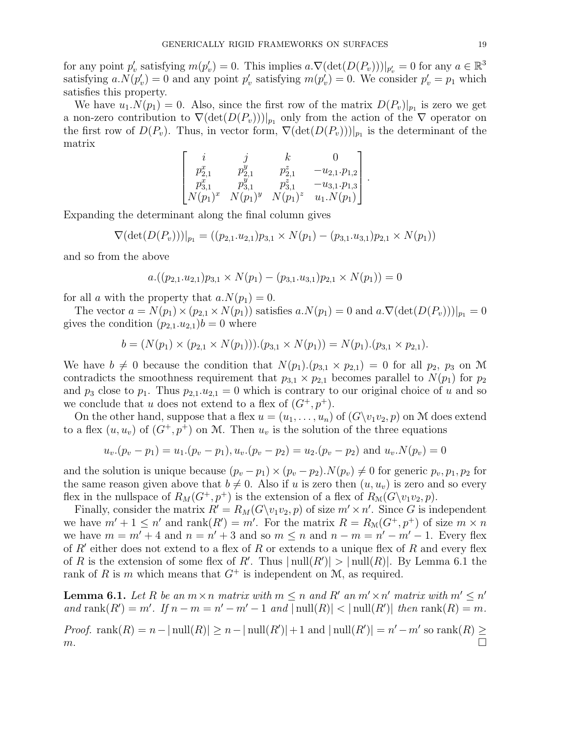for any point $p'_v$ satisfying $m(p'_v) = 0$. This implies $a.\nabla(\det(D(P_v)))|_{p'_v} = 0$ for any $a \in \mathbb{R}^3$ satisfying $a.N(p'_v) = 0$ and any point $p'_v$ satisfying $m(p'_v) = 0$. We consider $p'_v = p_1$ which satisfies this property.

We have $u_1.N(p_1) = 0$. Also, since the first row of the matrix $D(P_v)|_{p_1}$ is zero we get a non-zero contribution to $\nabla(\det(D(P_v)))|_{p_1}$ only from the action of the $\nabla$ operator on the first row of $D(P_v)$. Thus, in vector form, $\nabla(\det(D(P_v)))|_{p_1}$ is the determinant of the matrix

$$\begin{bmatrix} i & j & k & 0 \\ p^x_{2,1} & p^y_{2,1} & p^z_{2,1} & -u_{2,1}.p_{1,2} \\ p^x_{3,1} & p^y_{3,1} & p^z_{3,1} & -u_{3,1}.p_{1,3} \\ N(p_1)^x & N(p_1)^y & N(p_1)^z & u_1.N(p_1) \end{bmatrix}.$$

Expanding the determinant along the final column gives

$$\nabla(\det(D(P_v)))|_{p_1} = ((p_{2,1}.u_{2,1})p_{3,1} \times N(p_1) - (p_{3,1}.u_{3,1})p_{2,1} \times N(p_1))$$

and so from the above

$$a.((p_{2,1}.u_{2,1})p_{3,1} \times N(p_1) - (p_{3,1}.u_{3,1})p_{2,1} \times N(p_1)) = 0$$

for all $a$ with the property that $a.N(p_1) = 0$.

The vector $a = N(p_1) \times (p_{2,1} \times N(p_1))$ satisfies $a.N(p_1) = 0$ and $a.\nabla(\det(D(P_v)))|_{p_1} = 0$ gives the condition $(p_{2,1}.u_{2,1})b = 0$ where

$$b = (N(p_1) \times (p_{2,1} \times N(p_1))).(p_{3,1} \times N(p_1)) = N(p_1).(p_{3,1} \times p_{2,1}).$$

We have $b \neq 0$ because the condition that $N(p_1).(p_{3,1} \times p_{2,1}) = 0$ for all $p_2$, $p_3$ on $\mathcal{M}$ contradicts the smoothness requirement that $p_{3,1} \times p_{2,1}$ becomes parallel to $N(p_1)$ for $p_2$ and $p_3$ close to $p_1$. Thus $p_{2,1}.u_{2,1} = 0$ which is contrary to our original choice of $u$ and so we conclude that $u$ does not extend to a flex of $(G^+, p^+)$.

On the other hand, suppose that a flex $u = (u_1, \dots, u_n)$ of $(G \backslash v_1v_2, p)$ on $\mathcal{M}$ does extend to a flex $(u, u_v)$ of $(G^+, p^+)$ on $\mathcal{M}$. Then $u_v$ is the solution of the three equations

$$u_v.(p_v - p_1) = u_1.(p_v - p_1), u_v.(p_v - p_2) = u_2.(p_v - p_2) \text{ and } u_v.N(p_v) = 0$$

and the solution is unique because $(p_v - p_1) \times (p_v - p_2).N(p_v) \neq 0$ for generic $p_v, p_1, p_2$ for the same reason given above that $b \neq 0$. Also if $u$ is zero then $(u, u_v)$ is zero and so every flex in the nullspace of $R_M(G^+, p^+)$ is the extension of a flex of $R_{\mathcal{M}}(G \backslash v_1v_2, p)$.

Finally, consider the matrix $R' = R_{\mathcal{M}}(G \backslash v_1v_2, p)$ of size $m' \times n'$. Since $G$ is independent we have $m' + 1 \leq n'$ and $\operatorname{rank}(R') = m'$. For the matrix $R = R_{\mathcal{M}}(G^+, p^+)$ of size $m \times n$ we have $m = m' + 4$ and $n = n' + 3$ and so $m \leq n$ and $n - m = n' - m' - 1$. Every flex of $R'$ either does not extend to a flex of $R$ or extends to a unique flex of $R$ and every flex of $R$ is the extension of some flex of $R'$. Thus $|\operatorname{null}(R')| > |\operatorname{null}(R)|$. By Lemma 6.1 the rank of $R$ is $m$ which means that $G^+$ is independent on $\mathcal{M}$, as required.

**Lemma 6.1.** *Let $R$ be an $m \times n$ matrix with $m \leq n$ and $R'$ an $m' \times n'$ matrix with $m' \leq n'$ and $\operatorname{rank}(R') = m'$. If $n - m = n' - m' - 1$ and $|\operatorname{null}(R)| < |\operatorname{null}(R')|$ then $\operatorname{rank}(R) = m$.*

*Proof.* $\operatorname{rank}(R) = n - |\operatorname{null}(R)| \geq n - |\operatorname{null}(R')| + 1$ and $|\operatorname{null}(R')| = n' - m'$ so $\operatorname{rank}(R) \geq m$. □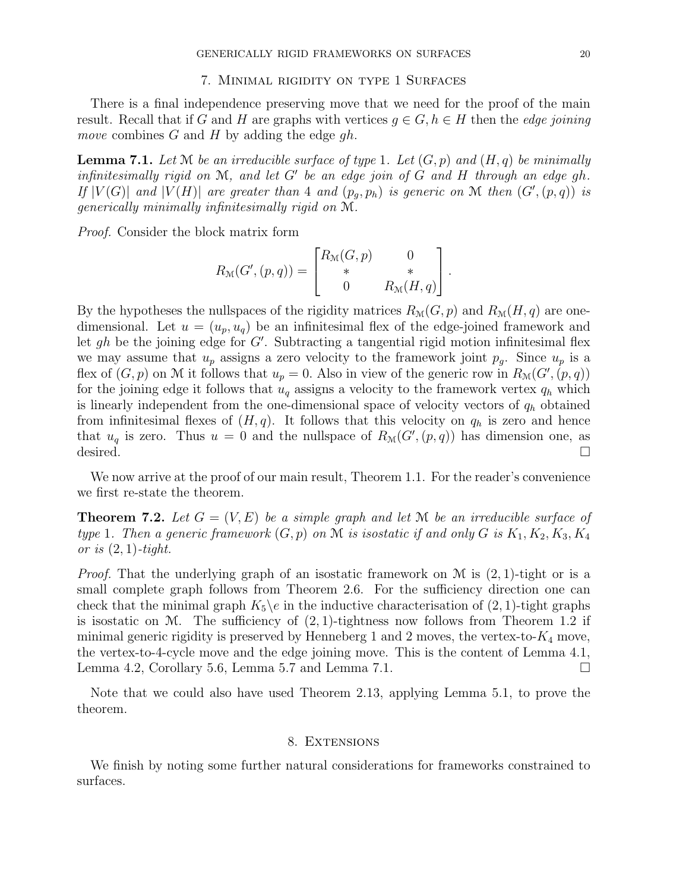## 7. Minimal rigidity on type 1 Surfaces

There is a final independence preserving move that we need for the proof of the main result. Recall that if $G$ and $H$ are graphs with vertices $g \in G, h \in H$ then the *edge joining move* combines $G$ and $H$ by adding the edge $gh$.

**Lemma 7.1.** *Let $\mathcal{M}$ be an irreducible surface of type 1. Let $(G, p)$ and $(H, q)$ be minimally infinitesimally rigid on $\mathcal{M}$, and let $G'$ be an edge join of $G$ and $H$ through an edge $gh$. If $|V(G)|$ and $|V(H)|$ are greater than 4 and $(p_g, p_h)$ is generic on $\mathcal{M}$ then $(G', (p, q))$ is generically minimally infinitesimally rigid on $\mathcal{M}$.*

*Proof.* Consider the block matrix form

$$R_{\mathcal{M}}(G', (p, q)) = \begin{bmatrix} R_{\mathcal{M}}(G, p) & 0 \\ * & * \\ 0 & R_{\mathcal{M}}(H, q) \end{bmatrix}.$$

By the hypotheses the nullspaces of the rigidity matrices $R_{\mathcal{M}}(G, p)$ and $R_{\mathcal{M}}(H, q)$ are one-dimensional. Let $u = (u_p, u_q)$ be an infinitesimal flex of the edge-joined framework and let $gh$ be the joining edge for $G'$. Subtracting a tangential rigid motion infinitesimal flex we may assume that $u_p$ assigns a zero velocity to the framework joint $p_g$. Since $u_p$ is a flex of $(G, p)$ on $\mathcal{M}$ it follows that $u_p = 0$. Also in view of the generic row in $R_{\mathcal{M}}(G', (p, q))$ for the joining edge it follows that $u_q$ assigns a velocity to the framework vertex $q_h$ which is linearly independent from the one-dimensional space of velocity vectors of $q_h$ obtained from infinitesimal flexes of $(H, q)$. It follows that this velocity on $q_h$ is zero and hence that $u_q$ is zero. Thus $u = 0$ and the nullspace of $R_{\mathcal{M}}(G', (p, q))$ has dimension one, as desired. $\square$

We now arrive at the proof of our main result, Theorem 1.1. For the reader's convenience we first re-state the theorem.

**Theorem 7.2.** *Let $G = (V, E)$ be a simple graph and let $\mathcal{M}$ be an irreducible surface of type 1. Then a generic framework $(G, p)$ on $\mathcal{M}$ is isostatic if and only $G$ is $K_1, K_2, K_3, K_4$ or is $(2, 1)$-tight.*

*Proof.* That the underlying graph of an isostatic framework on $\mathcal{M}$ is $(2, 1)$-tight or is a small complete graph follows from Theorem 2.6. For the sufficiency direction one can check that the minimal graph $K_5 \backslash e$ in the inductive characterisation of $(2, 1)$-tight graphs is isostatic on $\mathcal{M}$. The sufficiency of $(2, 1)$-tightness now follows from Theorem 1.2 if minimal generic rigidity is preserved by Henneberg 1 and 2 moves, the vertex-to-$K_4$ move, the vertex-to-4-cycle move and the edge joining move. This is the content of Lemma 4.1, Lemma 4.2, Corollary 5.6, Lemma 5.7 and Lemma 7.1. $\square$

Note that we could also have used Theorem 2.13, applying Lemma 5.1, to prove the theorem.

## 8. Extensions

We finish by noting some further natural considerations for frameworks constrained to surfaces.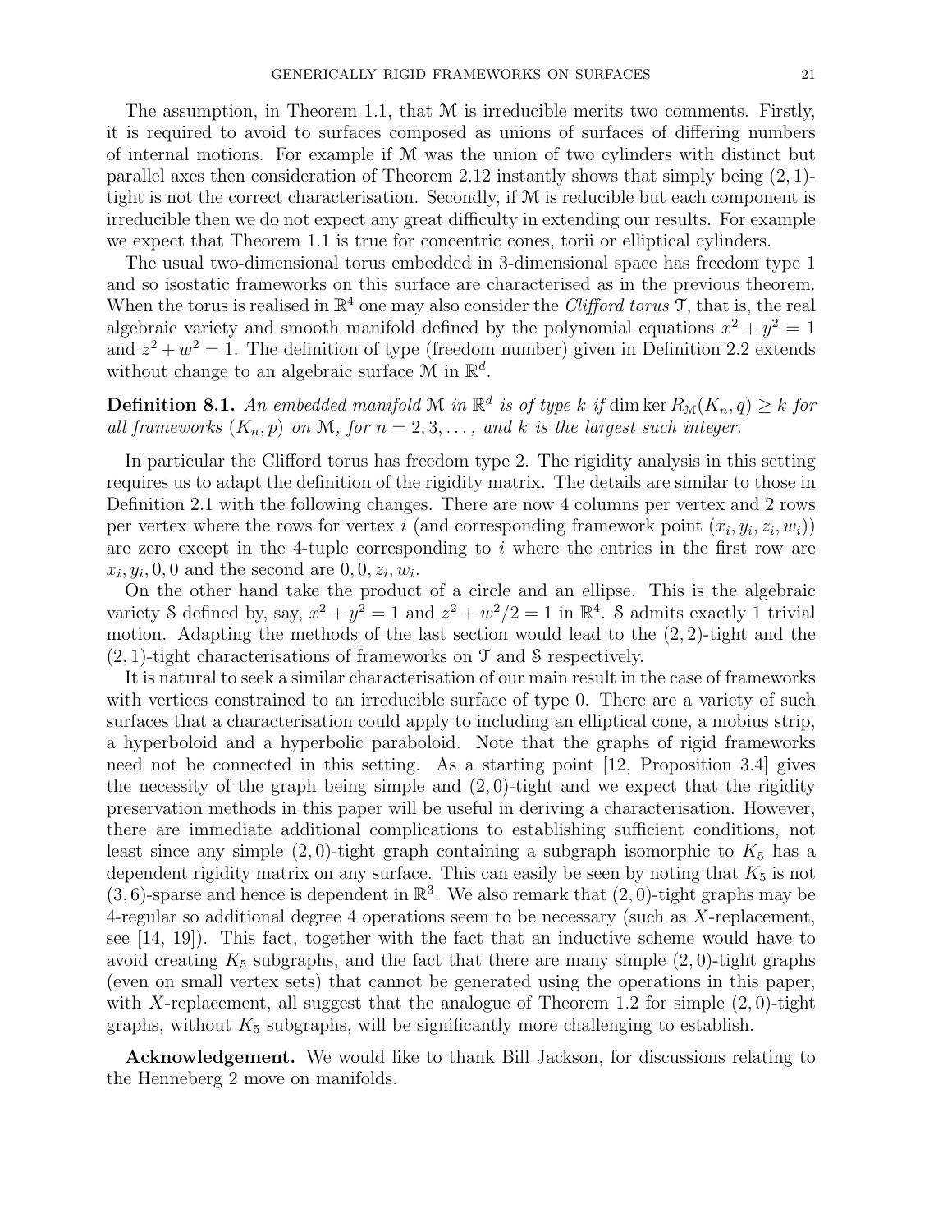The assumption, in Theorem 1.1, that $\mathcal{M}$ is irreducible merits two comments. Firstly, it is required to avoid to surfaces composed as unions of surfaces of differing numbers of internal motions. For example if $\mathcal{M}$ was the union of two cylinders with distinct but parallel axes then consideration of Theorem 2.12 instantly shows that simply being $(2,1)$-tight is not the correct characterisation. Secondly, if $\mathcal{M}$ is reducible but each component is irreducible then we do not expect any great difficulty in extending our results. For example we expect that Theorem 1.1 is true for concentric cones, torii or elliptical cylinders.

The usual two-dimensional torus embedded in 3-dimensional space has freedom type 1 and so isostatic frameworks on this surface are characterised as in the previous theorem. When the torus is realised in $\mathbb{R}^4$ one may also consider the *Clifford torus* $\mathcal{T}$, that is, the real algebraic variety and smooth manifold defined by the polynomial equations $x^2 + y^2 = 1$ and $z^2 + w^2 = 1$. The definition of type (freedom number) given in Definition 2.2 extends without change to an algebraic surface $\mathcal{M}$ in $\mathbb{R}^d$.

**Definition 8.1.** *An embedded manifold $\mathcal{M}$ in $\mathbb{R}^d$ is of type $k$ if $\dim \ker R_{\mathcal{M}}(K_n, q) \geq k$ for all frameworks $(K_n, p)$ on $\mathcal{M}$, for $n = 2, 3, \ldots$, and $k$ is the largest such integer.*

In particular the Clifford torus has freedom type 2. The rigidity analysis in this setting requires us to adapt the definition of the rigidity matrix. The details are similar to those in Definition 2.1 with the following changes. There are now 4 columns per vertex and 2 rows per vertex where the rows for vertex $i$ (and corresponding framework point $(x_i, y_i, z_i, w_i)$) are zero except in the 4-tuple corresponding to $i$ where the entries in the first row are $x_i, y_i, 0, 0$ and the second are $0, 0, z_i, w_i$.

On the other hand take the product of a circle and an ellipse. This is the algebraic variety $\mathcal{S}$ defined by, say, $x^2 + y^2 = 1$ and $z^2 + w^2/2 = 1$ in $\mathbb{R}^4$. $\mathcal{S}$ admits exactly 1 trivial motion. Adapting the methods of the last section would lead to the $(2,2)$-tight and the $(2,1)$-tight characterisations of frameworks on $\mathcal{T}$ and $\mathcal{S}$ respectively.

It is natural to seek a similar characterisation of our main result in the case of frameworks with vertices constrained to an irreducible surface of type 0. There are a variety of such surfaces that a characterisation could apply to including an elliptical cone, a mobius strip, a hyperboloid and a hyperbolic paraboloid. Note that the graphs of rigid frameworks need not be connected in this setting. As a starting point [12, Proposition 3.4] gives the necessity of the graph being simple and $(2,0)$-tight and we expect that the rigidity preservation methods in this paper will be useful in deriving a characterisation. However, there are immediate additional complications to establishing sufficient conditions, not least since any simple $(2,0)$-tight graph containing a subgraph isomorphic to $K_5$ has a dependent rigidity matrix on any surface. This can easily be seen by noting that $K_5$ is not $(3,6)$-sparse and hence is dependent in $\mathbb{R}^3$. We also remark that $(2,0)$-tight graphs may be 4-regular so additional degree 4 operations seem to be necessary (such as $X$-replacement, see [14, 19]). This fact, together with the fact that an inductive scheme would have to avoid creating $K_5$ subgraphs, and the fact that there are many simple $(2,0)$-tight graphs (even on small vertex sets) that cannot be generated using the operations in this paper, with $X$-replacement, all suggest that the analogue of Theorem 1.2 for simple $(2,0)$-tight graphs, without $K_5$ subgraphs, will be significantly more challenging to establish.

**Acknowledgement.** We would like to thank Bill Jackson, for discussions relating to the Henneberg 2 move on manifolds.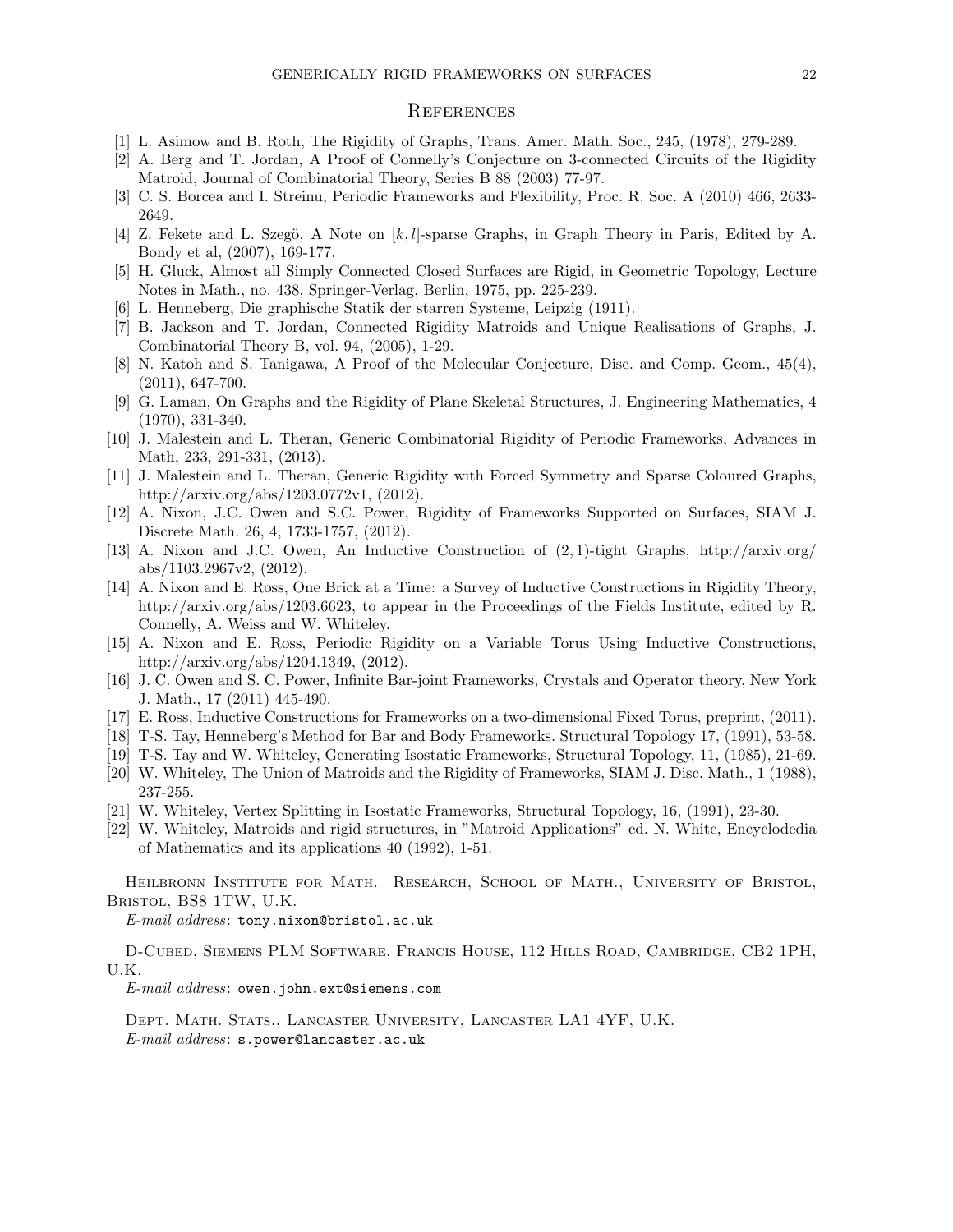## References

[1] L. Asimow and B. Roth, The Rigidity of Graphs, Trans. Amer. Math. Soc., 245, (1978), 279-289.

[2] A. Berg and T. Jordan, A Proof of Connelly's Conjecture on 3-connected Circuits of the Rigidity Matroid, Journal of Combinatorial Theory, Series B 88 (2003) 77-97.

[3] C. S. Borcea and I. Streinu, Periodic Frameworks and Flexibility, Proc. R. Soc. A (2010) 466, 2633-2649.

[4] Z. Fekete and L. Szegö, A Note on $[k, l]$-sparse Graphs, in Graph Theory in Paris, Edited by A. Bondy et al, (2007), 169-177.

[5] H. Gluck, Almost all Simply Connected Closed Surfaces are Rigid, in Geometric Topology, Lecture Notes in Math., no. 438, Springer-Verlag, Berlin, 1975, pp. 225-239.

[6] L. Henneberg, Die graphische Statik der starren Systeme, Leipzig (1911).

[7] B. Jackson and T. Jordan, Connected Rigidity Matroids and Unique Realisations of Graphs, J. Combinatorial Theory B, vol. 94, (2005), 1-29.

[8] N. Katoh and S. Tanigawa, A Proof of the Molecular Conjecture, Disc. and Comp. Geom., 45(4), (2011), 647-700.

[9] G. Laman, On Graphs and the Rigidity of Plane Skeletal Structures, J. Engineering Mathematics, 4 (1970), 331-340.

[10] J. Malestein and L. Theran, Generic Combinatorial Rigidity of Periodic Frameworks, Advances in Math, 233, 291-331, (2013).

[11] J. Malestein and L. Theran, Generic Rigidity with Forced Symmetry and Sparse Coloured Graphs, http://arxiv.org/abs/1203.0772v1, (2012).

[12] A. Nixon, J.C. Owen and S.C. Power, Rigidity of Frameworks Supported on Surfaces, SIAM J. Discrete Math. 26, 4, 1733-1757, (2012).

[13] A. Nixon and J.C. Owen, An Inductive Construction of $(2,1)$-tight Graphs, http://arxiv.org/abs/1103.2967v2, (2012).

[14] A. Nixon and E. Ross, One Brick at a Time: a Survey of Inductive Constructions in Rigidity Theory, http://arxiv.org/abs/1203.6623, to appear in the Proceedings of the Fields Institute, edited by R. Connelly, A. Weiss and W. Whiteley.

[15] A. Nixon and E. Ross, Periodic Rigidity on a Variable Torus Using Inductive Constructions, http://arxiv.org/abs/1204.1349, (2012).

[16] J. C. Owen and S. C. Power, Infinite Bar-joint Frameworks, Crystals and Operator theory, New York J. Math., 17 (2011) 445-490.

[17] E. Ross, Inductive Constructions for Frameworks on a two-dimensional Fixed Torus, preprint, (2011).

[18] T-S. Tay, Henneberg's Method for Bar and Body Frameworks. Structural Topology 17, (1991), 53-58.

[19] T-S. Tay and W. Whiteley, Generating Isostatic Frameworks, Structural Topology, 11, (1985), 21-69.

[20] W. Whiteley, The Union of Matroids and the Rigidity of Frameworks, SIAM J. Disc. Math., 1 (1988), 237-255.

[21] W. Whiteley, Vertex Splitting in Isostatic Frameworks, Structural Topology, 16, (1991), 23-30.

[22] W. Whiteley, Matroids and rigid structures, in "Matroid Applications" ed. N. White, Encyclodedia of Mathematics and its applications 40 (1992), 1-51.

Heilbronn Institute for Math. Research, School of Math., University of Bristol, Bristol, BS8 1TW, U.K.

*E-mail address*: tony.nixon@bristol.ac.uk

D-Cubed, Siemens PLM Software, Francis House, 112 Hills Road, Cambridge, CB2 1PH, U.K.

*E-mail address*: owen.john.ext@siemens.com

Dept. Math. Stats., Lancaster University, Lancaster LA1 4YF, U.K.

*E-mail address*: s.power@lancaster.ac.uk